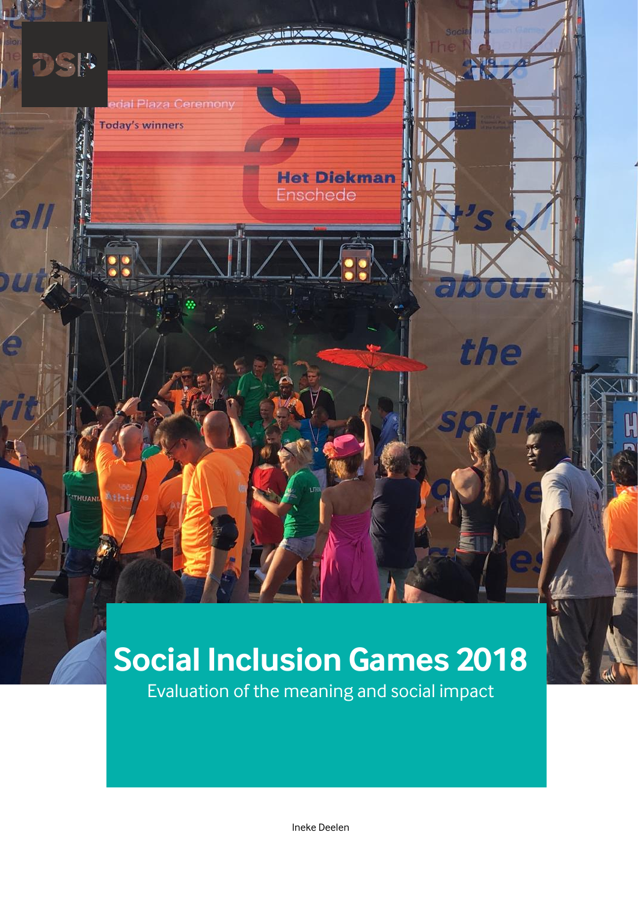# Social Inclusion Games 2018

Evaluation of the meaning and social impact

Ineke Deelen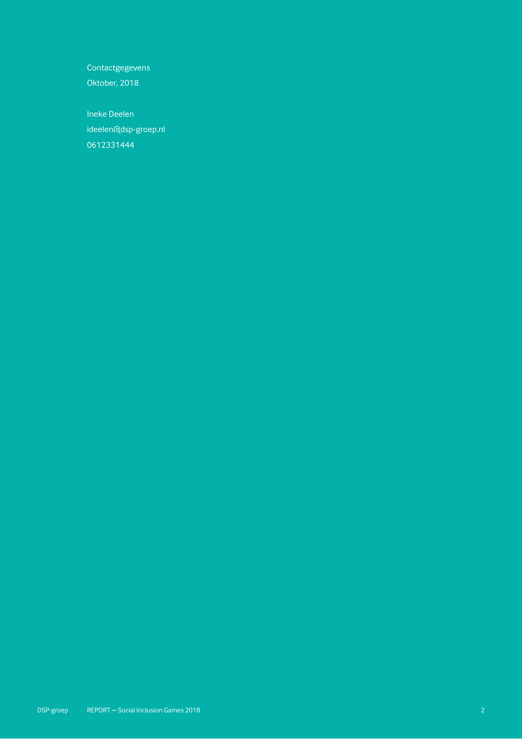Contactgegevens
Oktober, 2018

Ineke Deelen
ideelen@dsp-groep.nl
0612331444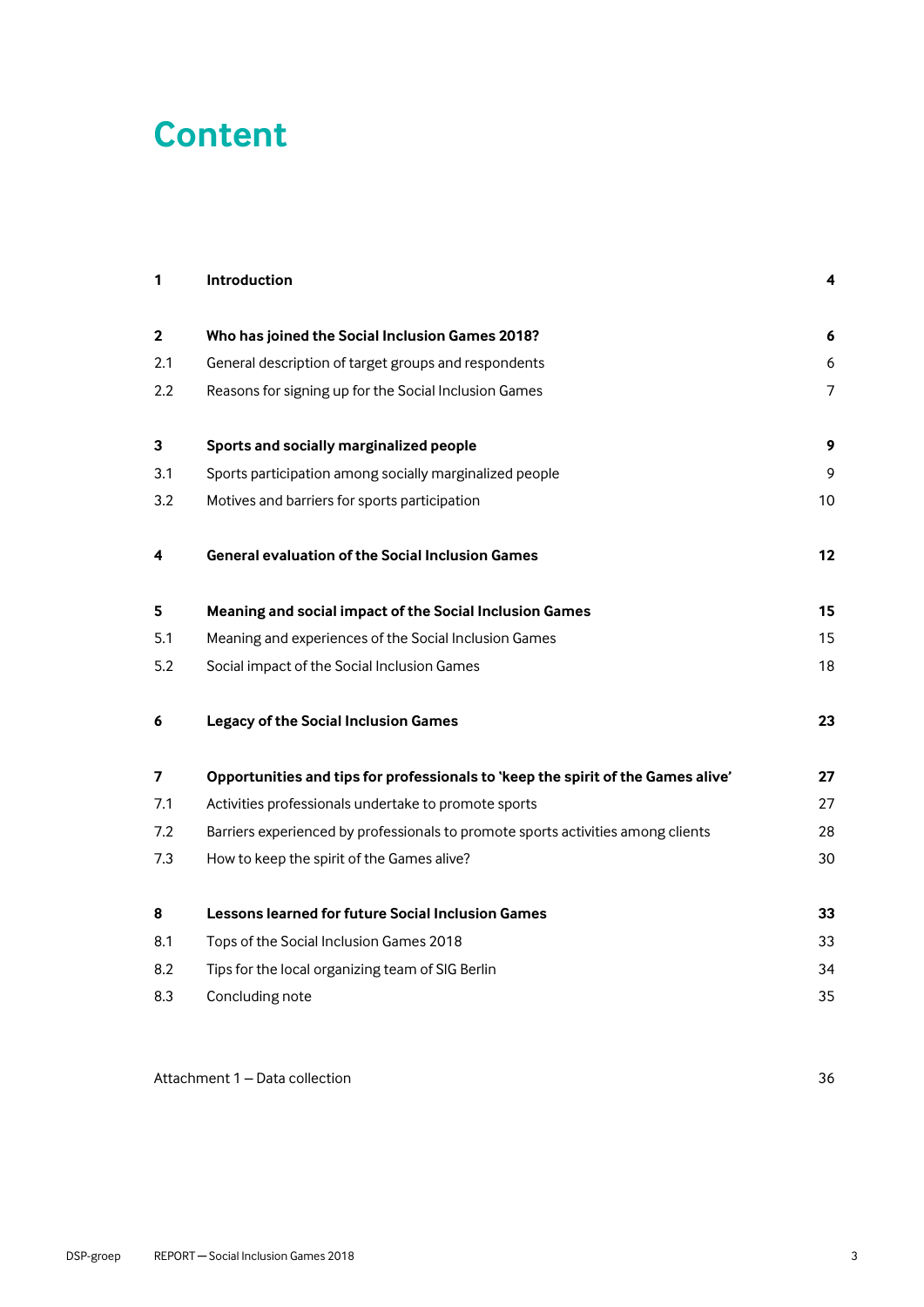# Content

| | | |
|---|---|---|
| **1** | **Introduction** | **4** |
| **2** | **Who has joined the Social Inclusion Games 2018?** | **6** |
| 2.1 | General description of target groups and respondents | 6 |
| 2.2 | Reasons for signing up for the Social Inclusion Games | 7 |
| **3** | **Sports and socially marginalized people** | **9** |
| 3.1 | Sports participation among socially marginalized people | 9 |
| 3.2 | Motives and barriers for sports participation | 10 |
| **4** | **General evaluation of the Social Inclusion Games** | **12** |
| **5** | **Meaning and social impact of the Social Inclusion Games** | **15** |
| 5.1 | Meaning and experiences of the Social Inclusion Games | 15 |
| 5.2 | Social impact of the Social Inclusion Games | 18 |
| **6** | **Legacy of the Social Inclusion Games** | **23** |
| **7** | **Opportunities and tips for professionals to 'keep the spirit of the Games alive'** | **27** |
| 7.1 | Activities professionals undertake to promote sports | 27 |
| 7.2 | Barriers experienced by professionals to promote sports activities among clients | 28 |
| 7.3 | How to keep the spirit of the Games alive? | 30 |
| **8** | **Lessons learned for future Social Inclusion Games** | **33** |
| 8.1 | Tops of the Social Inclusion Games 2018 | 33 |
| 8.2 | Tips for the local organizing team of SIG Berlin | 34 |
| 8.3 | Concluding note | 35 |
| | Attachment 1 – Data collection | 36 |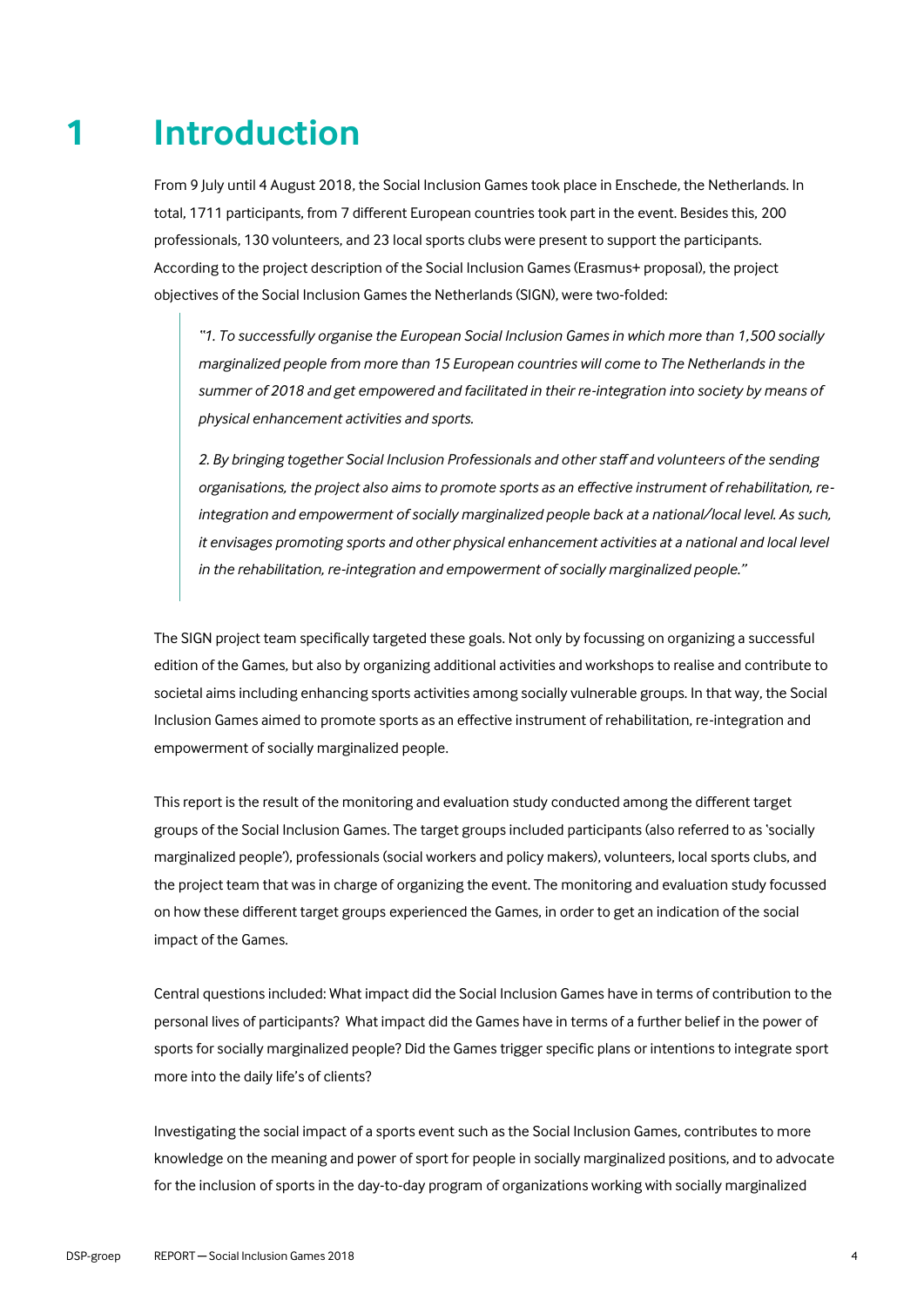# 1 Introduction

From 9 July until 4 August 2018, the Social Inclusion Games took place in Enschede, the Netherlands. In total, 1711 participants, from 7 different European countries took part in the event. Besides this, 200 professionals, 130 volunteers, and 23 local sports clubs were present to support the participants. According to the project description of the Social Inclusion Games (Erasmus+ proposal), the project objectives of the Social Inclusion Games the Netherlands (SIGN), were two-folded:

> *"1. To successfully organise the European Social Inclusion Games in which more than 1,500 socially marginalized people from more than 15 European countries will come to The Netherlands in the summer of 2018 and get empowered and facilitated in their re-integration into society by means of physical enhancement activities and sports.*
>
> *2. By bringing together Social Inclusion Professionals and other staff and volunteers of the sending organisations, the project also aims to promote sports as an effective instrument of rehabilitation, re-integration and empowerment of socially marginalized people back at a national/local level. As such, it envisages promoting sports and other physical enhancement activities at a national and local level in the rehabilitation, re-integration and empowerment of socially marginalized people."*

The SIGN project team specifically targeted these goals. Not only by focussing on organizing a successful edition of the Games, but also by organizing additional activities and workshops to realise and contribute to societal aims including enhancing sports activities among socially vulnerable groups. In that way, the Social Inclusion Games aimed to promote sports as an effective instrument of rehabilitation, re-integration and empowerment of socially marginalized people.

This report is the result of the monitoring and evaluation study conducted among the different target groups of the Social Inclusion Games. The target groups included participants (also referred to as 'socially marginalized people'), professionals (social workers and policy makers), volunteers, local sports clubs, and the project team that was in charge of organizing the event. The monitoring and evaluation study focussed on how these different target groups experienced the Games, in order to get an indication of the social impact of the Games.

Central questions included: What impact did the Social Inclusion Games have in terms of contribution to the personal lives of participants? What impact did the Games have in terms of a further belief in the power of sports for socially marginalized people? Did the Games trigger specific plans or intentions to integrate sport more into the daily life's of clients?

Investigating the social impact of a sports event such as the Social Inclusion Games, contributes to more knowledge on the meaning and power of sport for people in socially marginalized positions, and to advocate for the inclusion of sports in the day-to-day program of organizations working with socially marginalized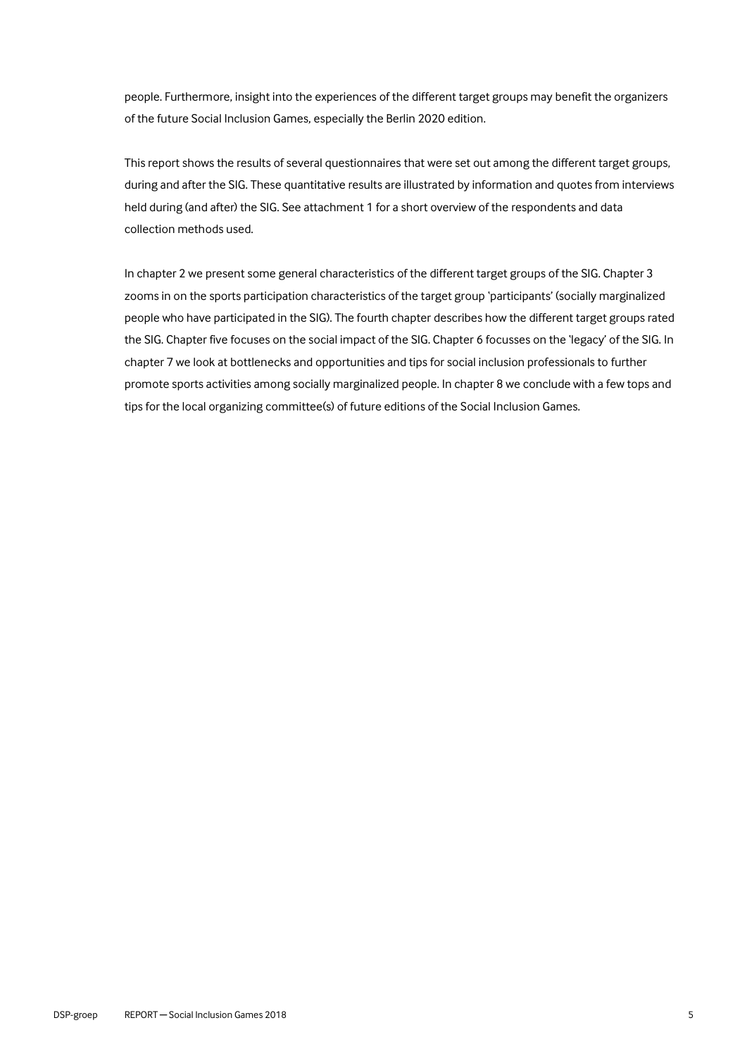people. Furthermore, insight into the experiences of the different target groups may benefit the organizers of the future Social Inclusion Games, especially the Berlin 2020 edition.

This report shows the results of several questionnaires that were set out among the different target groups, during and after the SIG. These quantitative results are illustrated by information and quotes from interviews held during (and after) the SIG. See attachment 1 for a short overview of the respondents and data collection methods used.

In chapter 2 we present some general characteristics of the different target groups of the SIG. Chapter 3 zooms in on the sports participation characteristics of the target group 'participants' (socially marginalized people who have participated in the SIG). The fourth chapter describes how the different target groups rated the SIG. Chapter five focuses on the social impact of the SIG. Chapter 6 focusses on the 'legacy' of the SIG. In chapter 7 we look at bottlenecks and opportunities and tips for social inclusion professionals to further promote sports activities among socially marginalized people. In chapter 8 we conclude with a few tops and tips for the local organizing committee(s) of future editions of the Social Inclusion Games.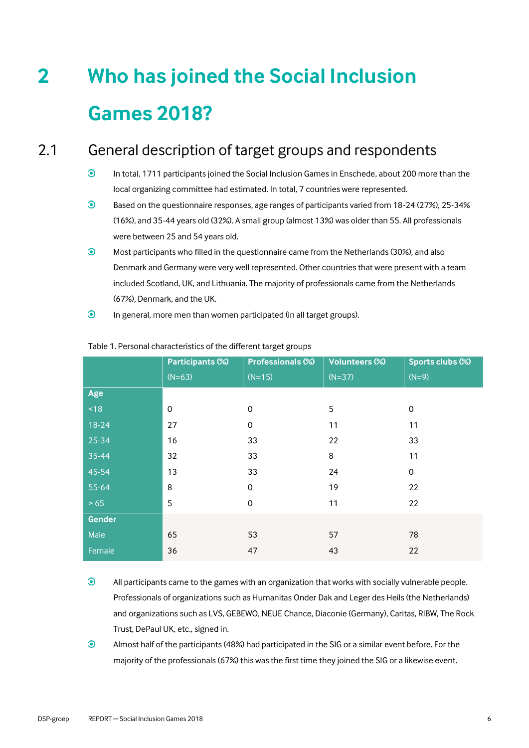# 2 Who has joined the Social Inclusion Games 2018?

## 2.1 General description of target groups and respondents

- In total, 1711 participants joined the Social Inclusion Games in Enschede, about 200 more than the local organizing committee had estimated. In total, 7 countries were represented.
- Based on the questionnaire responses, age ranges of participants varied from 18-24 (27%), 25-34% (16%), and 35-44 years old (32%). A small group (almost 13%) was older than 55. All professionals were between 25 and 54 years old.
- Most participants who filled in the questionnaire came from the Netherlands (30%), and also Denmark and Germany were very well represented. Other countries that were present with a team included Scotland, UK, and Lithuania. The majority of professionals came from the Netherlands (67%), Denmark, and the UK.
- In general, more men than women participated (in all target groups).

Table 1. Personal characteristics of the different target groups

| | Participants (%) (N=63) | Professionals (%) (N=15) | Volunteers (%) (N=37) | Sports clubs (%) (N=9) |
|---|---|---|---|---|
| **Age** | | | | |
| <18 | 0 | 0 | 5 | 0 |
| 18-24 | 27 | 0 | 11 | 11 |
| 25-34 | 16 | 33 | 22 | 33 |
| 35-44 | 32 | 33 | 8 | 11 |
| 45-54 | 13 | 33 | 24 | 0 |
| 55-64 | 8 | 0 | 19 | 22 |
| > 65 | 5 | 0 | 11 | 22 |
| **Gender** | | | | |
| Male | 65 | 53 | 57 | 78 |
| Female | 36 | 47 | 43 | 22 |

- All participants came to the games with an organization that works with socially vulnerable people. Professionals of organizations such as Humanitas Onder Dak and Leger des Heils (the Netherlands) and organizations such as LVS, GEBEWO, NEUE Chance, Diaconie (Germany), Caritas, RIBW, The Rock Trust, DePaul UK, etc., signed in.
- Almost half of the participants (48%) had participated in the SIG or a similar event before. For the majority of the professionals (67%) this was the first time they joined the SIG or a likewise event.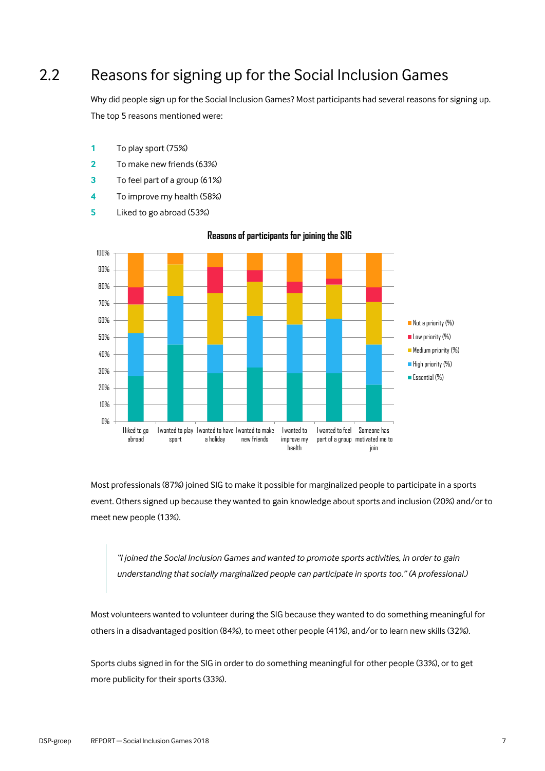## 2.2 Reasons for signing up for the Social Inclusion Games

Why did people sign up for the Social Inclusion Games? Most participants had several reasons for signing up. The top 5 reasons mentioned were:

1. To play sport (75%)
2. To make new friends (63%)
3. To feel part of a group (61%)
4. To improve my health (58%)
5. Liked to go abroad (53%)

**Reasons of participants for joining the SIG**

Most professionals (87%) joined SIG to make it possible for marginalized people to participate in a sports event. Others signed up because they wanted to gain knowledge about sports and inclusion (20%) and/or to meet new people (13%).

> *"I joined the Social Inclusion Games and wanted to promote sports activities, in order to gain understanding that socially marginalized people can participate in sports too." (A professional.)*

Most volunteers wanted to volunteer during the SIG because they wanted to do something meaningful for others in a disadvantaged position (84%), to meet other people (41%), and/or to learn new skills (32%).

Sports clubs signed in for the SIG in order to do something meaningful for other people (33%), or to get more publicity for their sports (33%).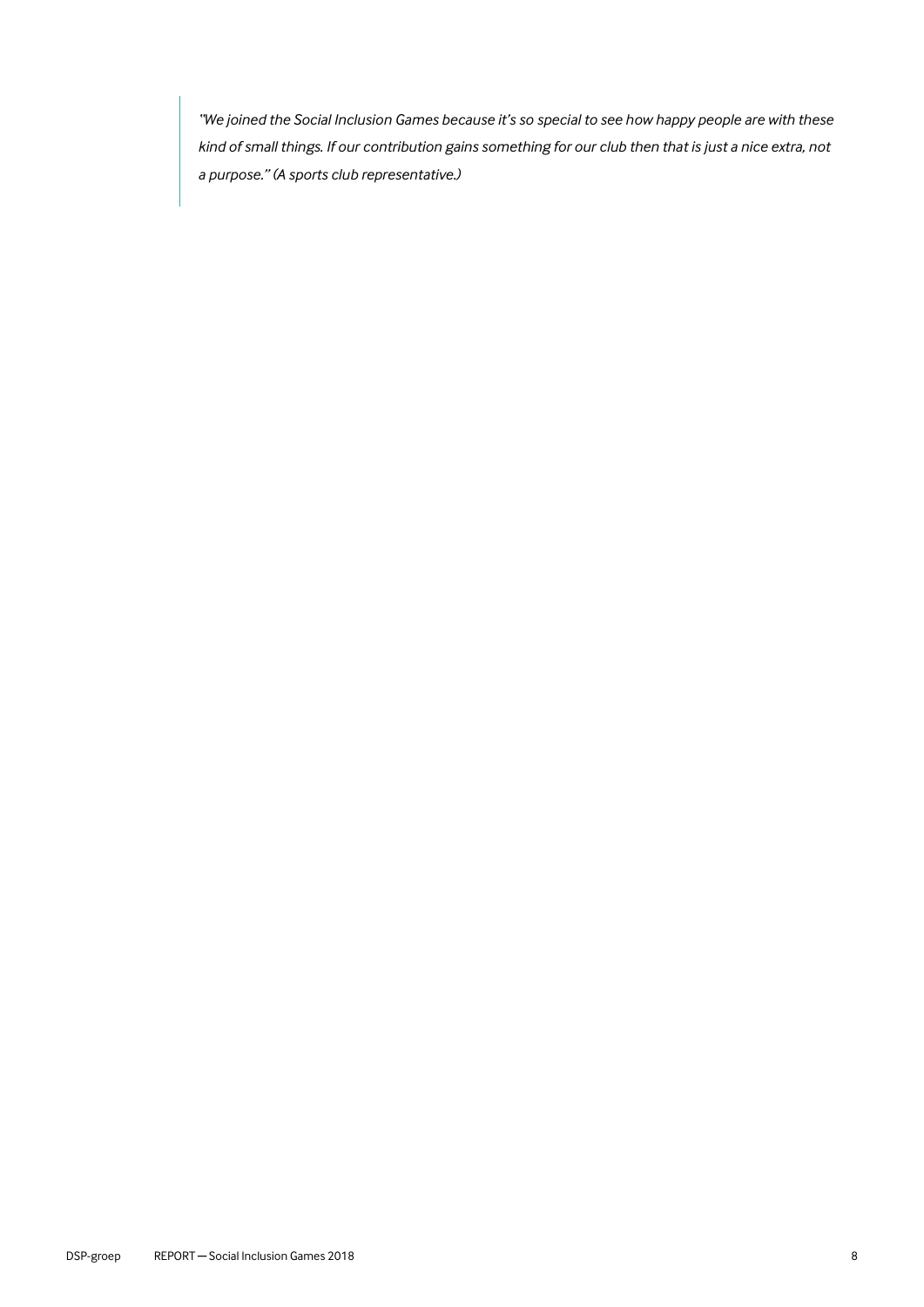> *"We joined the Social Inclusion Games because it's so special to see how happy people are with these kind of small things. If our contribution gains something for our club then that is just a nice extra, not a purpose." (A sports club representative.)*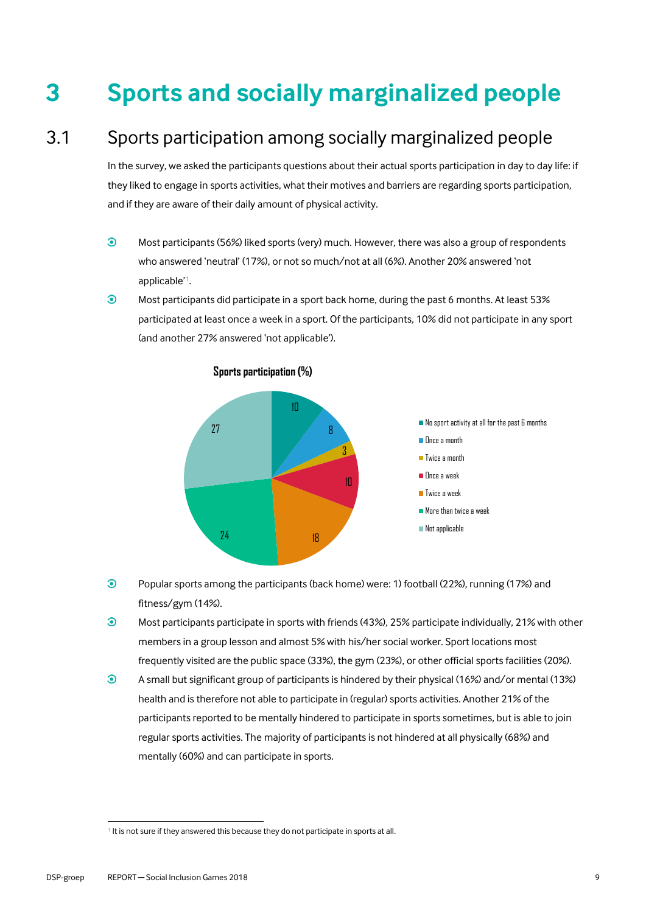# 3 Sports and socially marginalized people

## 3.1 Sports participation among socially marginalized people

In the survey, we asked the participants questions about their actual sports participation in day to day life: if they liked to engage in sports activities, what their motives and barriers are regarding sports participation, and if they are aware of their daily amount of physical activity.

- Most participants (56%) liked sports (very) much. However, there was also a group of respondents who answered 'neutral' (17%), or not so much/not at all (6%). Another 20% answered 'not applicable'[1].
- Most participants did participate in a sport back home, during the past 6 months. At least 53% participated at least once a week in a sport. Of the participants, 10% did not participate in any sport (and another 27% answered 'not applicable').

**Sports participation (%)**

| Category | % |
|---|---|
| No sport activity at all for the past 6 months | 10 |
| Once a month | 8 |
| Twice a month | 3 |
| Once a week | 10 |
| Twice a week | 18 |
| More than twice a week | 24 |
| Not applicable | 27 |

- Popular sports among the participants (back home) were: 1) football (22%), running (17%) and fitness/gym (14%).
- Most participants participate in sports with friends (43%), 25% participate individually, 21% with other members in a group lesson and almost 5% with his/her social worker. Sport locations most frequently visited are the public space (33%), the gym (23%), or other official sports facilities (20%).
- A small but significant group of participants is hindered by their physical (16%) and/or mental (13%) health and is therefore not able to participate in (regular) sports activities. Another 21% of the participants reported to be mentally hindered to participate in sports sometimes, but is able to join regular sports activities. The majority of participants is not hindered at all physically (68%) and mentally (60%) and can participate in sports.

[1] It is not sure if they answered this because they do not participate in sports at all.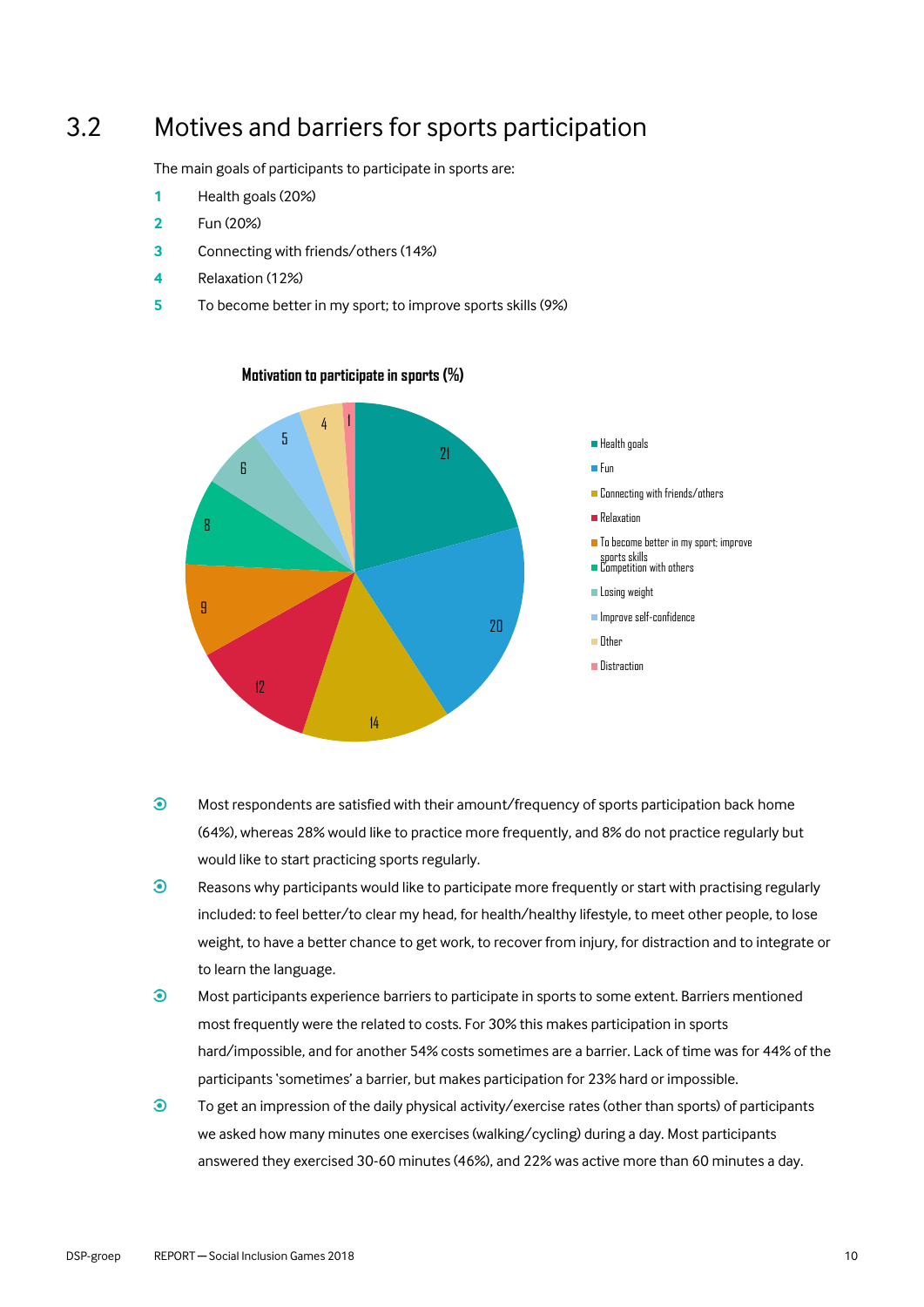## 3.2 Motives and barriers for sports participation

The main goals of participants to participate in sports are:

1. Health goals (20%)
2. Fun (20%)
3. Connecting with friends/others (14%)
4. Relaxation (12%)
5. To become better in my sport; to improve sports skills (9%)

**Motivation to participate in sports (%)**

| Motivation | % |
|---|---|
| Health goals | 21 |
| Fun | 20 |
| Connecting with friends/others | 14 |
| Relaxation | 12 |
| To become better in my sport; improve sports skills | 9 |
| Competition with others | 8 |
| Losing weight | 6 |
| Improve self-confidence | 5 |
| Other | 4 |
| Distraction | 1 |

- Most respondents are satisfied with their amount/frequency of sports participation back home (64%), whereas 28% would like to practice more frequently, and 8% do not practice regularly but would like to start practicing sports regularly.
- Reasons why participants would like to participate more frequently or start with practising regularly included: to feel better/to clear my head, for health/healthy lifestyle, to meet other people, to lose weight, to have a better chance to get work, to recover from injury, for distraction and to integrate or to learn the language.
- Most participants experience barriers to participate in sports to some extent. Barriers mentioned most frequently were the related to costs. For 30% this makes participation in sports hard/impossible, and for another 54% costs sometimes are a barrier. Lack of time was for 44% of the participants 'sometimes' a barrier, but makes participation for 23% hard or impossible.
- To get an impression of the daily physical activity/exercise rates (other than sports) of participants we asked how many minutes one exercises (walking/cycling) during a day. Most participants answered they exercised 30-60 minutes (46%), and 22% was active more than 60 minutes a day.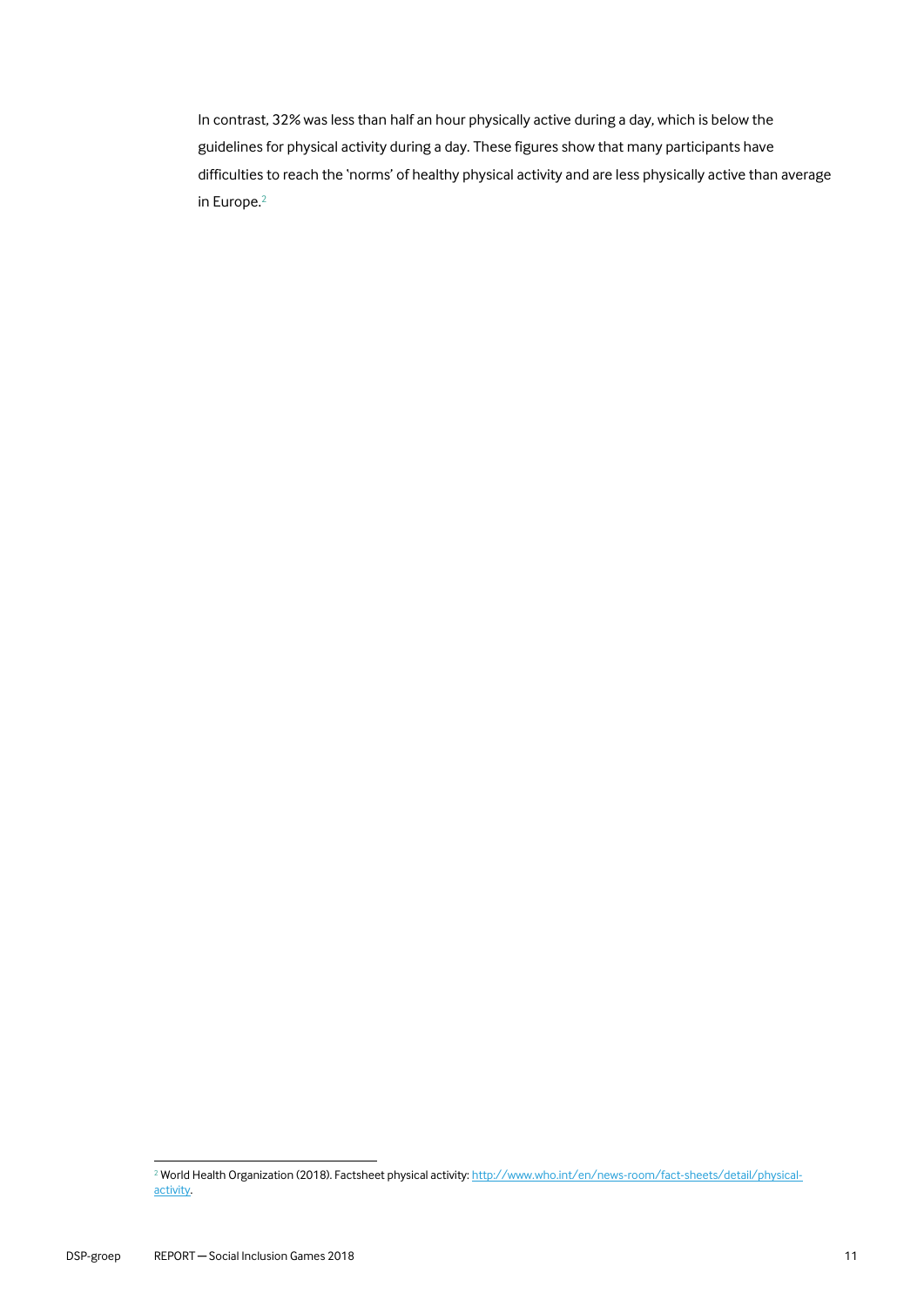In contrast, 32% was less than half an hour physically active during a day, which is below the guidelines for physical activity during a day. These figures show that many participants have difficulties to reach the 'norms' of healthy physical activity and are less physically active than average in Europe.[2]

[2] World Health Organization (2018). Factsheet physical activity: http://www.who.int/en/news-room/fact-sheets/detail/physical-activity.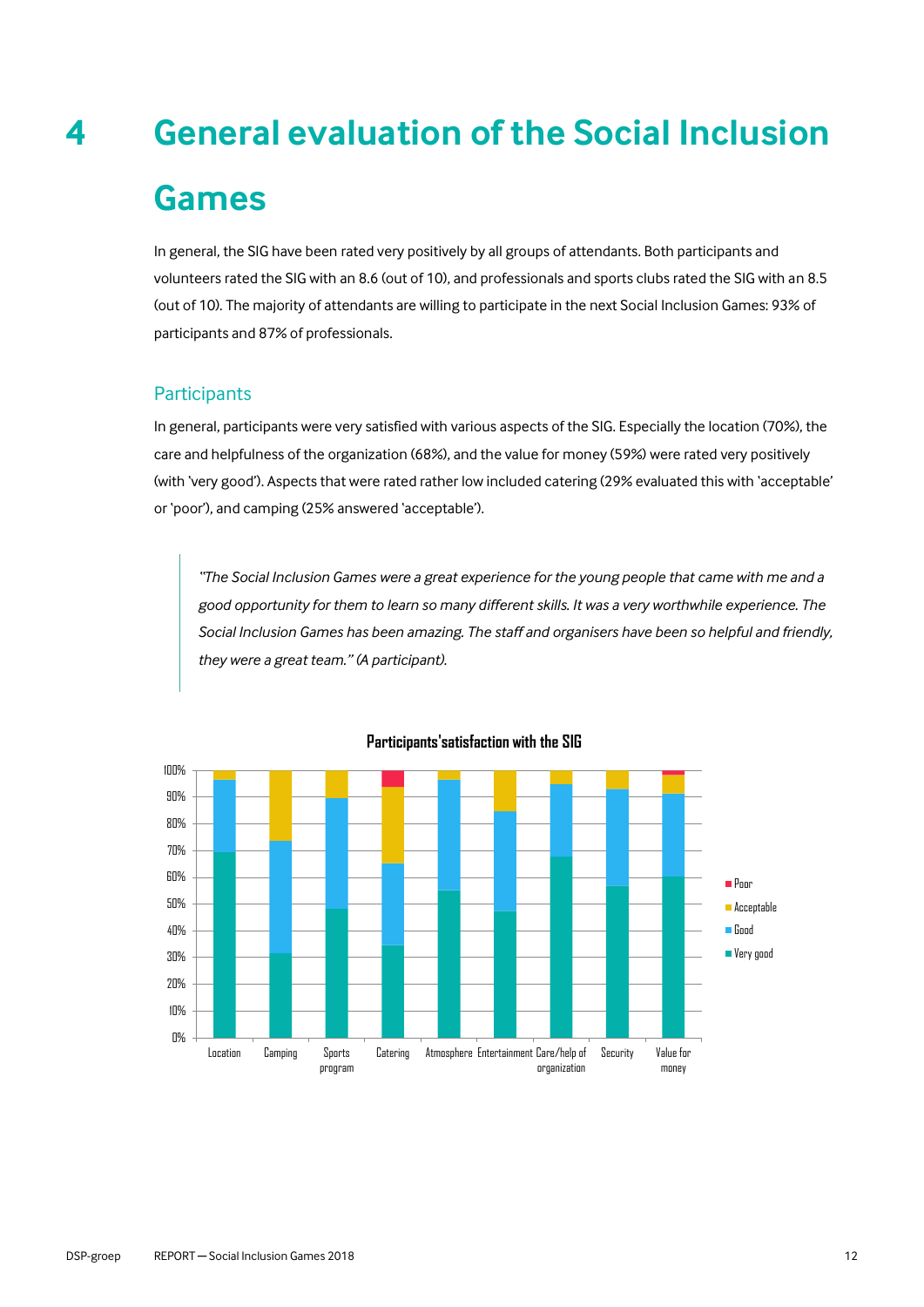# 4 General evaluation of the Social Inclusion Games

In general, the SIG have been rated very positively by all groups of attendants. Both participants and volunteers rated the SIG with an 8.6 (out of 10), and professionals and sports clubs rated the SIG with an 8.5 (out of 10). The majority of attendants are willing to participate in the next Social Inclusion Games: 93% of participants and 87% of professionals.

## Participants

In general, participants were very satisfied with various aspects of the SIG. Especially the location (70%), the care and helpfulness of the organization (68%), and the value for money (59%) were rated very positively (with 'very good'). Aspects that were rated rather low included catering (29% evaluated this with 'acceptable' or 'poor'), and camping (25% answered 'acceptable').

> *"The Social Inclusion Games were a great experience for the young people that came with me and a good opportunity for them to learn so many different skills. It was a very worthwhile experience. The Social Inclusion Games has been amazing. The staff and organisers have been so helpful and friendly, they were a great team." (A participant).*

**Participants'satisfaction with the SIG**

Categories: Location, Camping, Sports program, Catering, Atmosphere, Entertainment, Care/help of organization, Security, Value for money

Legend: Poor, Acceptable, Good, Very good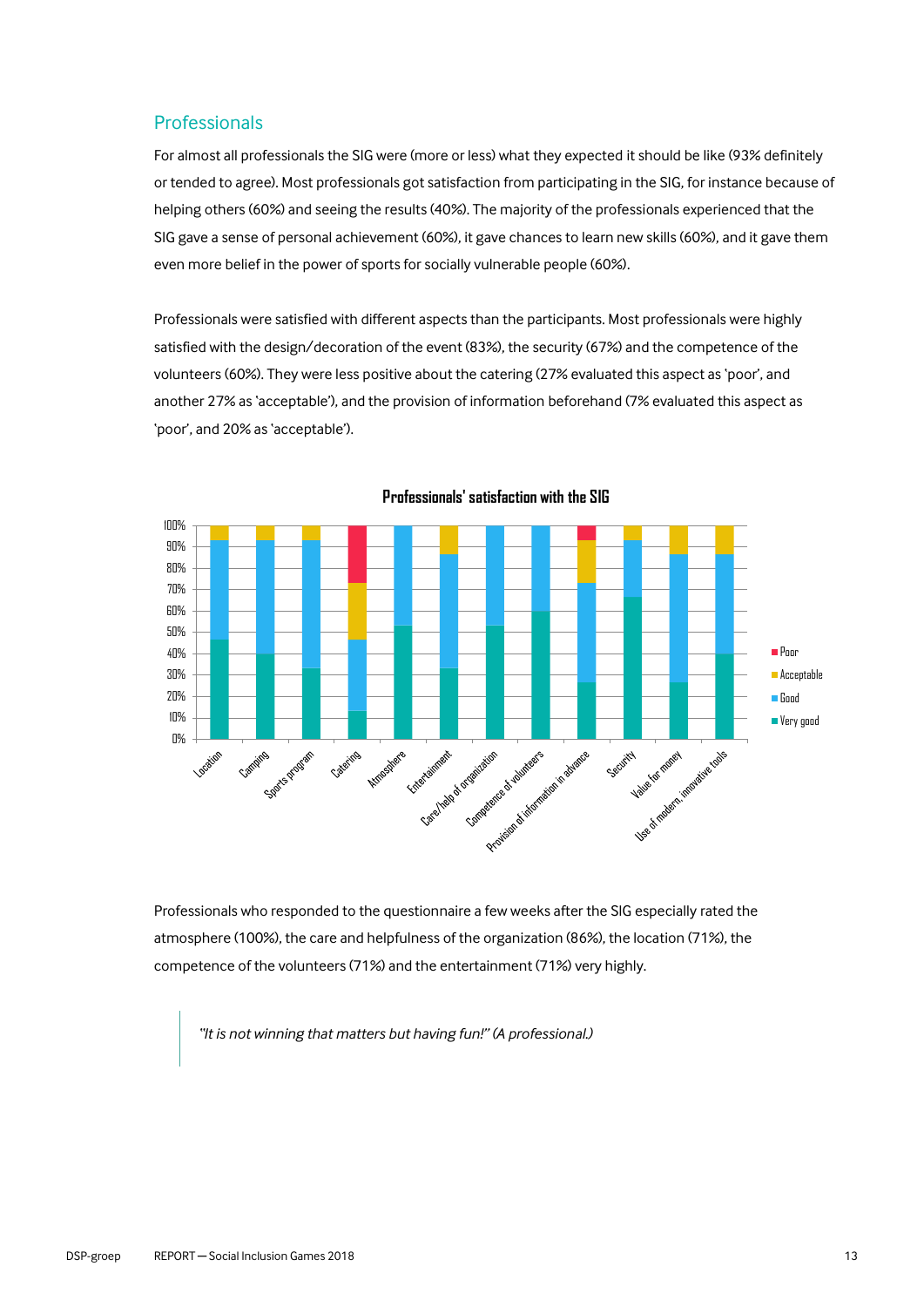## Professionals

For almost all professionals the SIG were (more or less) what they expected it should be like (93% definitely or tended to agree). Most professionals got satisfaction from participating in the SIG, for instance because of helping others (60%) and seeing the results (40%). The majority of the professionals experienced that the SIG gave a sense of personal achievement (60%), it gave chances to learn new skills (60%), and it gave them even more belief in the power of sports for socially vulnerable people (60%).

Professionals were satisfied with different aspects than the participants. Most professionals were highly satisfied with the design/decoration of the event (83%), the security (67%) and the competence of the volunteers (60%). They were less positive about the catering (27% evaluated this aspect as 'poor', and another 27% as 'acceptable'), and the provision of information beforehand (7% evaluated this aspect as 'poor', and 20% as 'acceptable').

**Professionals' satisfaction with the SIG**

Professionals who responded to the questionnaire a few weeks after the SIG especially rated the atmosphere (100%), the care and helpfulness of the organization (86%), the location (71%), the competence of the volunteers (71%) and the entertainment (71%) very highly.

> *"It is not winning that matters but having fun!" (A professional.)*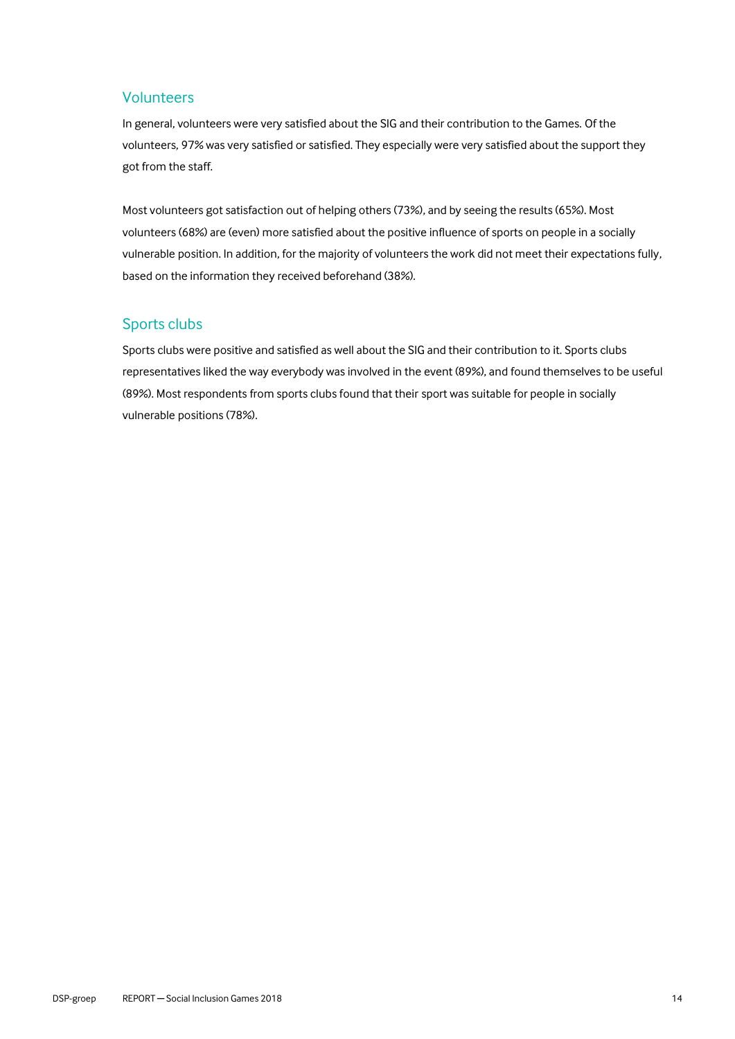## Volunteers

In general, volunteers were very satisfied about the SIG and their contribution to the Games. Of the volunteers, 97% was very satisfied or satisfied. They especially were very satisfied about the support they got from the staff.

Most volunteers got satisfaction out of helping others (73%), and by seeing the results (65%). Most volunteers (68%) are (even) more satisfied about the positive influence of sports on people in a socially vulnerable position. In addition, for the majority of volunteers the work did not meet their expectations fully, based on the information they received beforehand (38%).

## Sports clubs

Sports clubs were positive and satisfied as well about the SIG and their contribution to it. Sports clubs representatives liked the way everybody was involved in the event (89%), and found themselves to be useful (89%). Most respondents from sports clubs found that their sport was suitable for people in socially vulnerable positions (78%).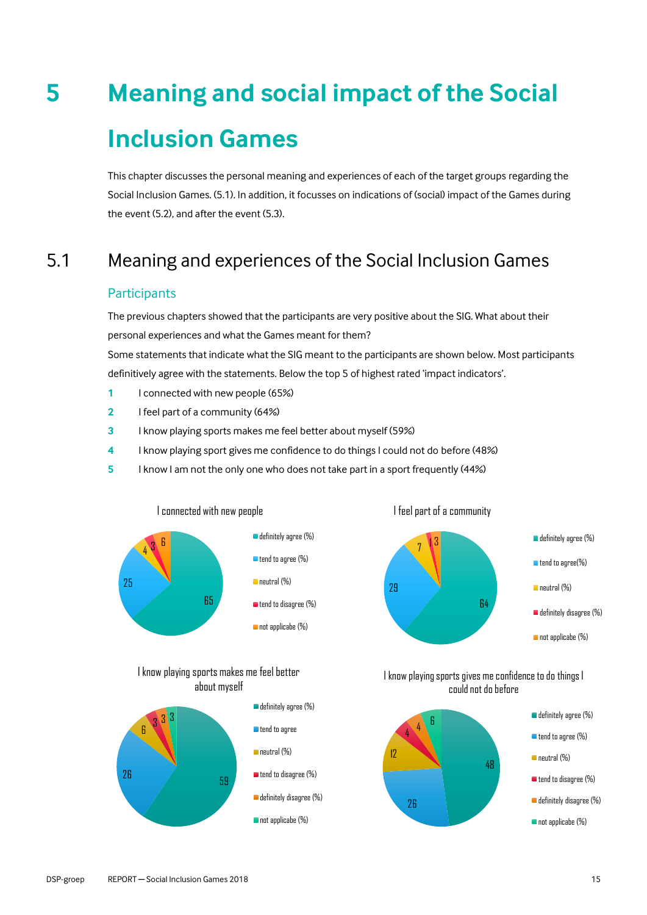# 5 Meaning and social impact of the Social Inclusion Games

This chapter discusses the personal meaning and experiences of each of the target groups regarding the Social Inclusion Games. (5.1). In addition, it focusses on indications of (social) impact of the Games during the event (5.2), and after the event (5.3).

## 5.1 Meaning and experiences of the Social Inclusion Games

### Participants

The previous chapters showed that the participants are very positive about the SIG. What about their personal experiences and what the Games meant for them?

Some statements that indicate what the SIG meant to the participants are shown below. Most participants definitively agree with the statements. Below the top 5 of highest rated 'impact indicators'.

1. I connected with new people (65%)
2. I feel part of a community (64%)
3. I know playing sports makes me feel better about myself (59%)
4. I know playing sport gives me confidence to do things I could not do before (48%)
5. I know I am not the only one who does not take part in a sport frequently (44%)

**I connected with new people**

| Response | % |
|---|---|
| definitely agree (%) | 65 |
| tend to agree (%) | 25 |
| neutral (%) | 4 |
| tend to disagree (%) | 3 |
| not applicabe (%) | 6 |

**I feel part of a community**

| Response | % |
|---|---|
| definitely agree (%) | 64 |
| tend to agree(%) | 29 |
| neutral (%) | 7 |
| definitely disagree (%) | 1 |
| not applicabe (%) | 3 |

**I know playing sports makes me feel better about myself**

| Response | % |
|---|---|
| definitely agree (%) | 59 |
| tend to agree | 26 |
| neutral (%) | 6 |
| tend to disagree (%) | 3 |
| definitely disagree (%) | 3 |
| not applicabe (%) | 3 |

**I know playing sports gives me confidence to do things I could not do before**

| Response | % |
|---|---|
| definitely agree (%) | 48 |
| tend to agree (%) | 26 |
| neutral (%) | 12 |
| tend to disagree (%) | 4 |
| definitely disagree (%) | 4 |
| not applicabe (%) | 6 |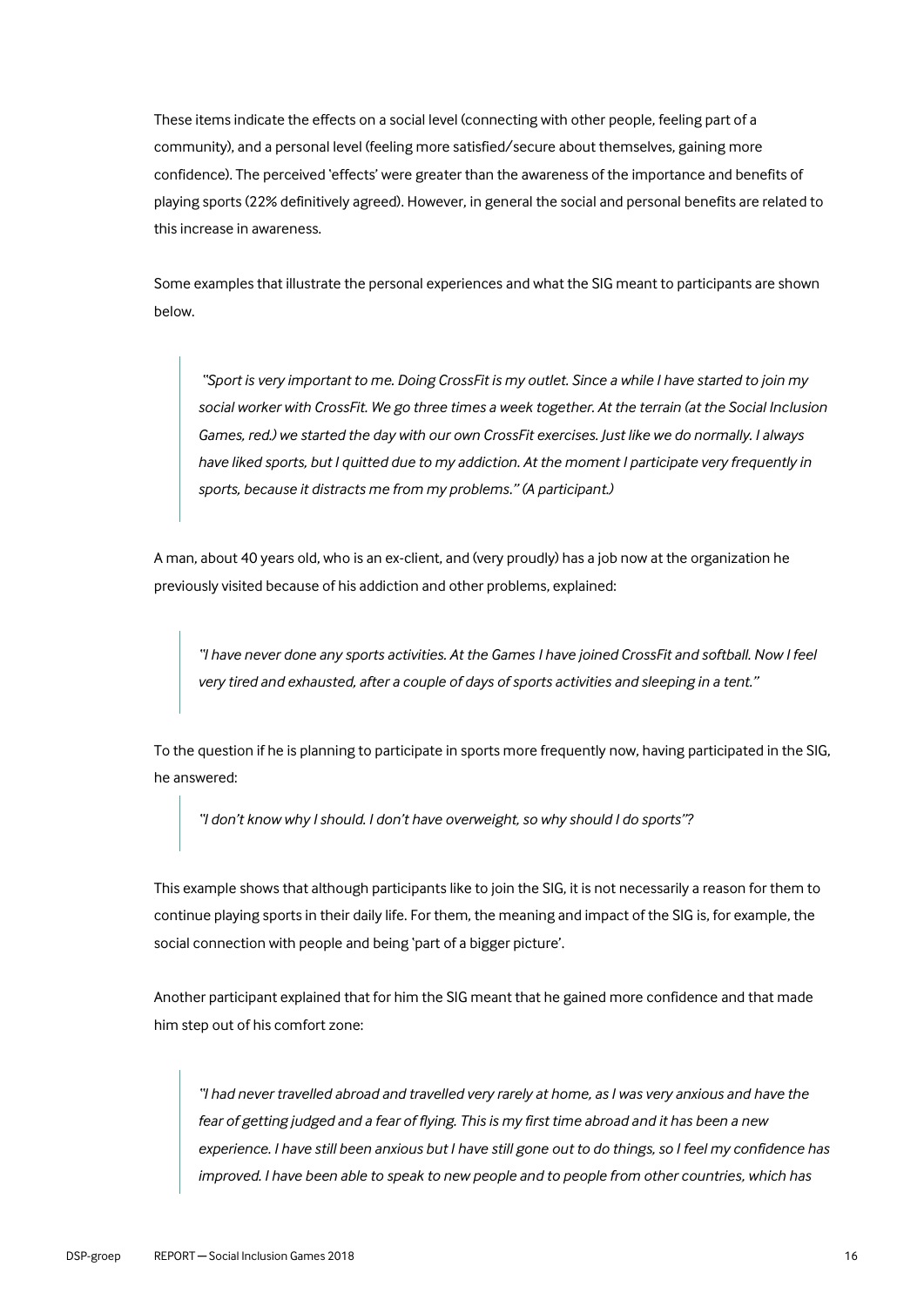These items indicate the effects on a social level (connecting with other people, feeling part of a community), and a personal level (feeling more satisfied/secure about themselves, gaining more confidence). The perceived 'effects' were greater than the awareness of the importance and benefits of playing sports (22% definitively agreed). However, in general the social and personal benefits are related to this increase in awareness.

Some examples that illustrate the personal experiences and what the SIG meant to participants are shown below.

> *"Sport is very important to me. Doing CrossFit is my outlet. Since a while I have started to join my social worker with CrossFit. We go three times a week together. At the terrain (at the Social Inclusion Games, red.) we started the day with our own CrossFit exercises. Just like we do normally. I always have liked sports, but I quitted due to my addiction. At the moment I participate very frequently in sports, because it distracts me from my problems." (A participant.)*

A man, about 40 years old, who is an ex-client, and (very proudly) has a job now at the organization he previously visited because of his addiction and other problems, explained:

> *"I have never done any sports activities. At the Games I have joined CrossFit and softball. Now I feel very tired and exhausted, after a couple of days of sports activities and sleeping in a tent."*

To the question if he is planning to participate in sports more frequently now, having participated in the SIG, he answered:

> *"I don't know why I should. I don't have overweight, so why should I do sports"?*

This example shows that although participants like to join the SIG, it is not necessarily a reason for them to continue playing sports in their daily life. For them, the meaning and impact of the SIG is, for example, the social connection with people and being 'part of a bigger picture'.

Another participant explained that for him the SIG meant that he gained more confidence and that made him step out of his comfort zone:

> *"I had never travelled abroad and travelled very rarely at home, as I was very anxious and have the fear of getting judged and a fear of flying. This is my first time abroad and it has been a new experience. I have still been anxious but I have still gone out to do things, so I feel my confidence has improved. I have been able to speak to new people and to people from other countries, which has*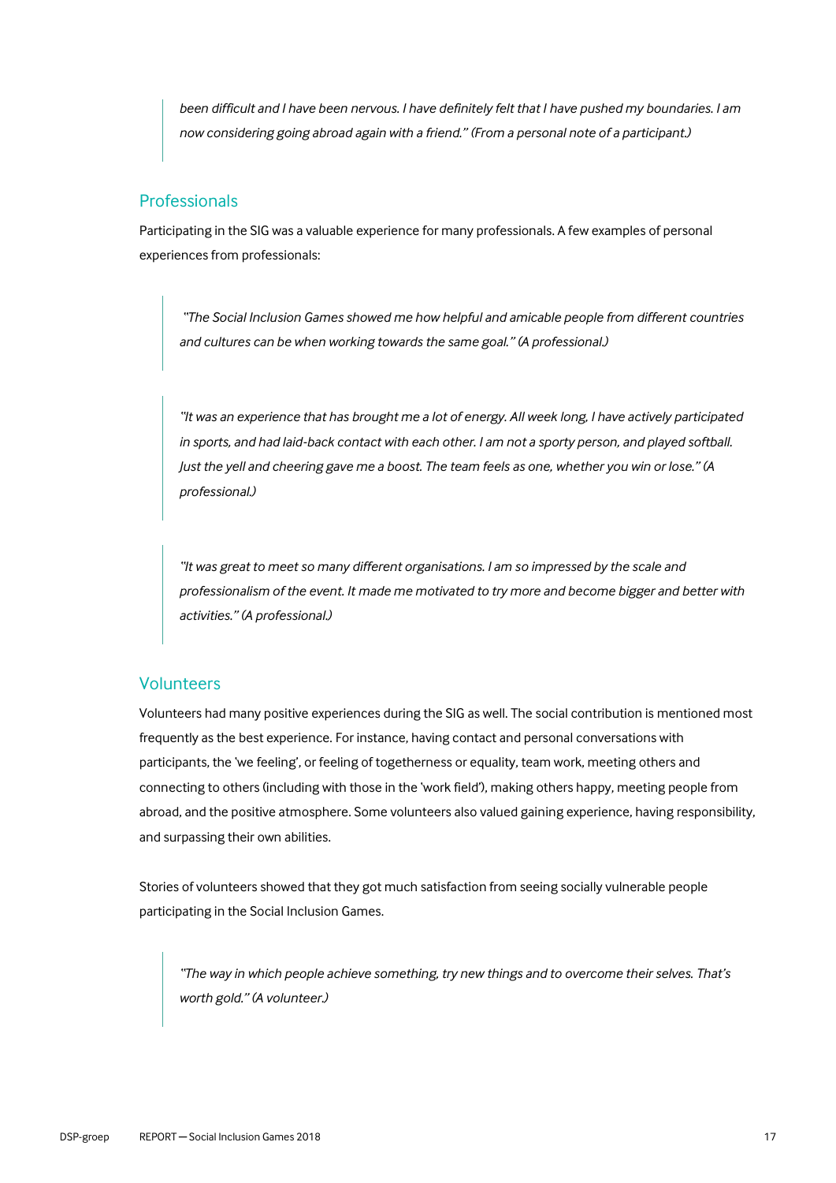> *been difficult and I have been nervous. I have definitely felt that I have pushed my boundaries. I am now considering going abroad again with a friend." (From a personal note of a participant.)*

## Professionals

Participating in the SIG was a valuable experience for many professionals. A few examples of personal experiences from professionals:

> *"The Social Inclusion Games showed me how helpful and amicable people from different countries and cultures can be when working towards the same goal." (A professional.)*

> *"It was an experience that has brought me a lot of energy. All week long, I have actively participated in sports, and had laid-back contact with each other. I am not a sporty person, and played softball. Just the yell and cheering gave me a boost. The team feels as one, whether you win or lose." (A professional.)*

> *"It was great to meet so many different organisations. I am so impressed by the scale and professionalism of the event. It made me motivated to try more and become bigger and better with activities." (A professional.)*

## Volunteers

Volunteers had many positive experiences during the SIG as well. The social contribution is mentioned most frequently as the best experience. For instance, having contact and personal conversations with participants, the 'we feeling', or feeling of togetherness or equality, team work, meeting others and connecting to others (including with those in the 'work field'), making others happy, meeting people from abroad, and the positive atmosphere. Some volunteers also valued gaining experience, having responsibility, and surpassing their own abilities.

Stories of volunteers showed that they got much satisfaction from seeing socially vulnerable people participating in the Social Inclusion Games.

> *"The way in which people achieve something, try new things and to overcome their selves. That's worth gold." (A volunteer.)*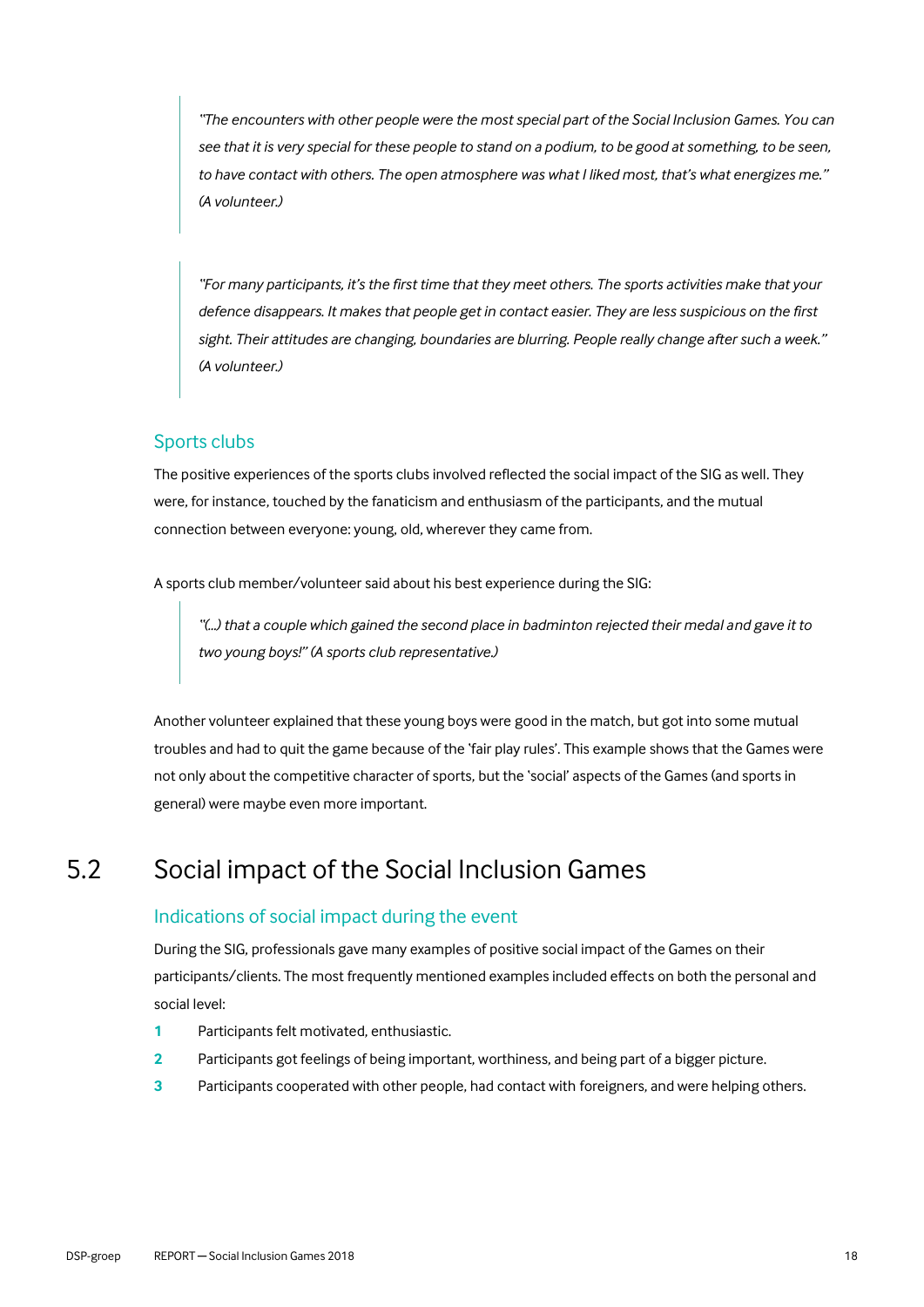> *"The encounters with other people were the most special part of the Social Inclusion Games. You can see that it is very special for these people to stand on a podium, to be good at something, to be seen, to have contact with others. The open atmosphere was what I liked most, that's what energizes me." (A volunteer.)*

> *"For many participants, it's the first time that they meet others. The sports activities make that your defence disappears. It makes that people get in contact easier. They are less suspicious on the first sight. Their attitudes are changing, boundaries are blurring. People really change after such a week." (A volunteer.)*

### Sports clubs

The positive experiences of the sports clubs involved reflected the social impact of the SIG as well. They were, for instance, touched by the fanaticism and enthusiasm of the participants, and the mutual connection between everyone: young, old, wherever they came from.

A sports club member/volunteer said about his best experience during the SIG:

> *"(...) that a couple which gained the second place in badminton rejected their medal and gave it to two young boys!" (A sports club representative.)*

Another volunteer explained that these young boys were good in the match, but got into some mutual troubles and had to quit the game because of the 'fair play rules'. This example shows that the Games were not only about the competitive character of sports, but the 'social' aspects of the Games (and sports in general) were maybe even more important.

## 5.2 Social impact of the Social Inclusion Games

### Indications of social impact during the event

During the SIG, professionals gave many examples of positive social impact of the Games on their participants/clients. The most frequently mentioned examples included effects on both the personal and social level:

1. Participants felt motivated, enthusiastic.
2. Participants got feelings of being important, worthiness, and being part of a bigger picture.
3. Participants cooperated with other people, had contact with foreigners, and were helping others.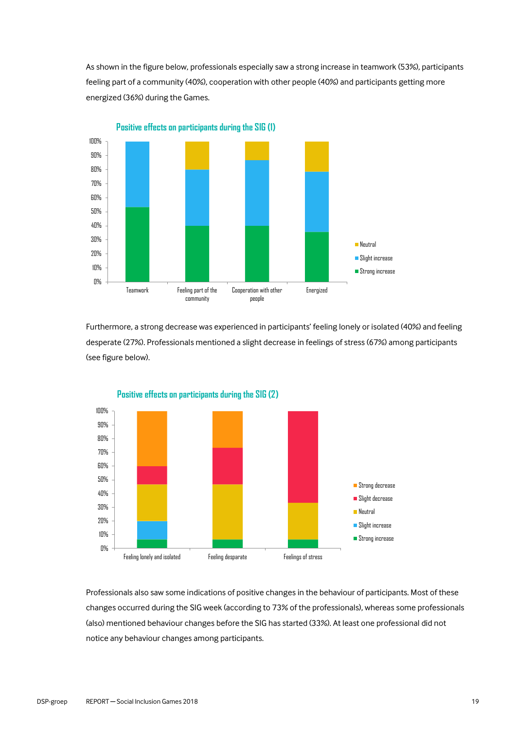As shown in the figure below, professionals especially saw a strong increase in teamwork (53%), participants feeling part of a community (40%), cooperation with other people (40%) and participants getting more energized (36%) during the Games.

**Positive effects on participants during the SIG (1)**

Furthermore, a strong decrease was experienced in participants' feeling lonely or isolated (40%) and feeling desperate (27%). Professionals mentioned a slight decrease in feelings of stress (67%) among participants (see figure below).

**Positive effects on participants during the SIG (2)**

Professionals also saw some indications of positive changes in the behaviour of participants. Most of these changes occurred during the SIG week (according to 73% of the professionals), whereas some professionals (also) mentioned behaviour changes before the SIG has started (33%). At least one professional did not notice any behaviour changes among participants.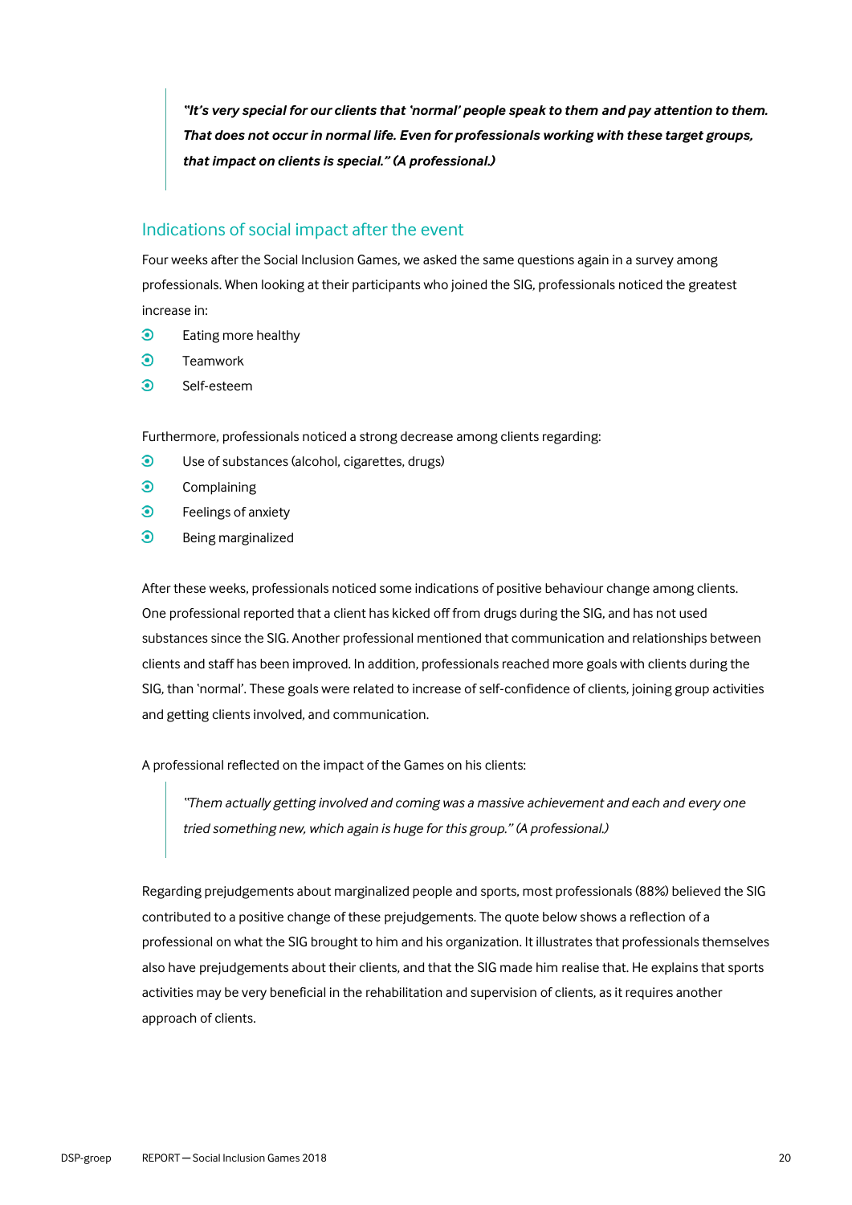> ***"It's very special for our clients that 'normal' people speak to them and pay attention to them. That does not occur in normal life. Even for professionals working with these target groups, that impact on clients is special." (A professional.)***

## Indications of social impact after the event

Four weeks after the Social Inclusion Games, we asked the same questions again in a survey among professionals. When looking at their participants who joined the SIG, professionals noticed the greatest increase in:

- Eating more healthy
- Teamwork
- Self-esteem

Furthermore, professionals noticed a strong decrease among clients regarding:

- Use of substances (alcohol, cigarettes, drugs)
- Complaining
- Feelings of anxiety
- Being marginalized

After these weeks, professionals noticed some indications of positive behaviour change among clients. One professional reported that a client has kicked off from drugs during the SIG, and has not used substances since the SIG. Another professional mentioned that communication and relationships between clients and staff has been improved. In addition, professionals reached more goals with clients during the SIG, than 'normal'. These goals were related to increase of self-confidence of clients, joining group activities and getting clients involved, and communication.

A professional reflected on the impact of the Games on his clients:

> *"Them actually getting involved and coming was a massive achievement and each and every one tried something new, which again is huge for this group." (A professional.)*

Regarding prejudgements about marginalized people and sports, most professionals (88%) believed the SIG contributed to a positive change of these prejudgements. The quote below shows a reflection of a professional on what the SIG brought to him and his organization. It illustrates that professionals themselves also have prejudgements about their clients, and that the SIG made him realise that. He explains that sports activities may be very beneficial in the rehabilitation and supervision of clients, as it requires another approach of clients.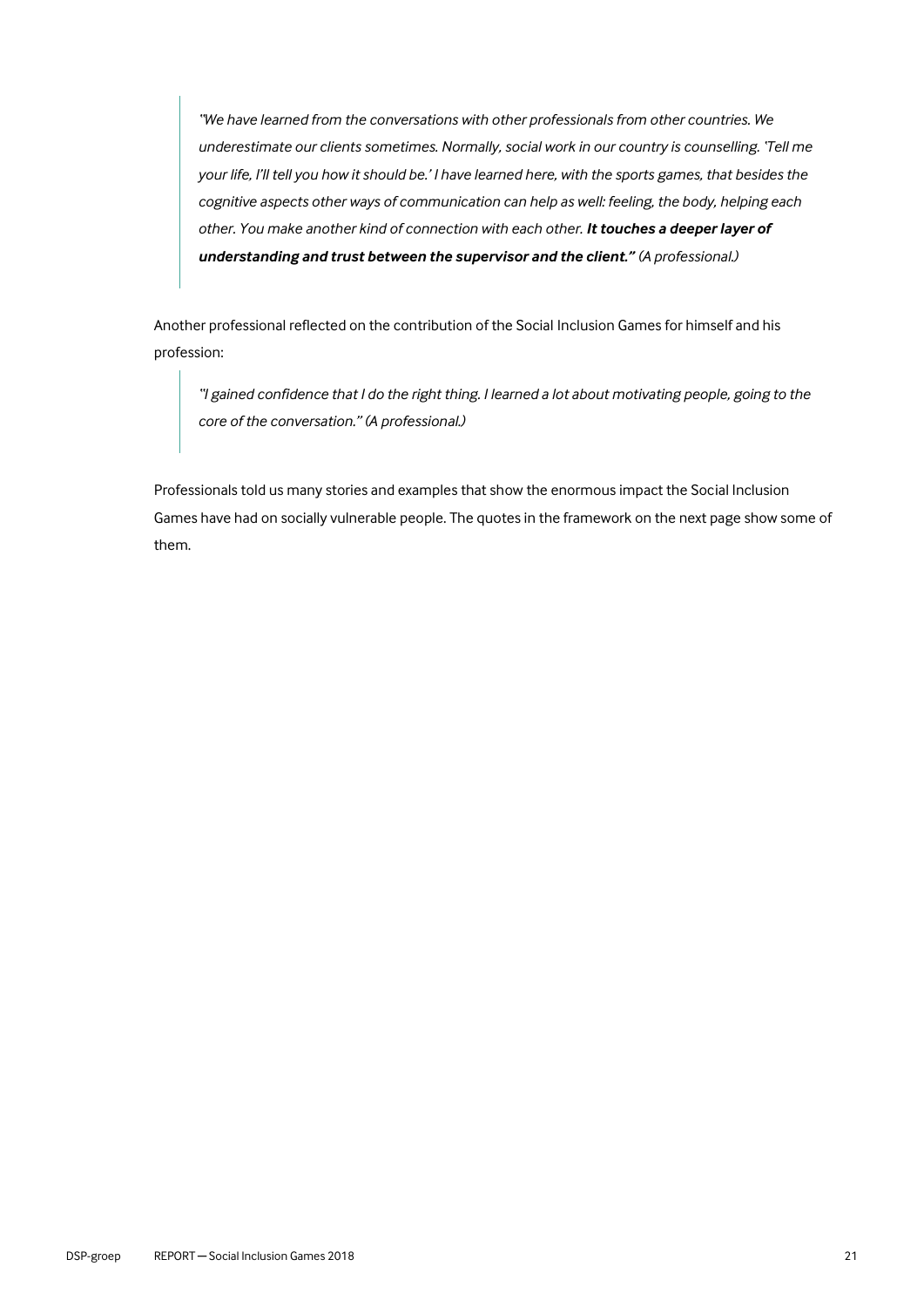> *"We have learned from the conversations with other professionals from other countries. We underestimate our clients sometimes. Normally, social work in our country is counselling. 'Tell me your life, I'll tell you how it should be.' I have learned here, with the sports games, that besides the cognitive aspects other ways of communication can help as well: feeling, the body, helping each other. You make another kind of connection with each other.* ***It touches a deeper layer of understanding and trust between the supervisor and the client."*** *(A professional.)*

Another professional reflected on the contribution of the Social Inclusion Games for himself and his profession:

> *"I gained confidence that I do the right thing. I learned a lot about motivating people, going to the core of the conversation." (A professional.)*

Professionals told us many stories and examples that show the enormous impact the Social Inclusion Games have had on socially vulnerable people. The quotes in the framework on the next page show some of them.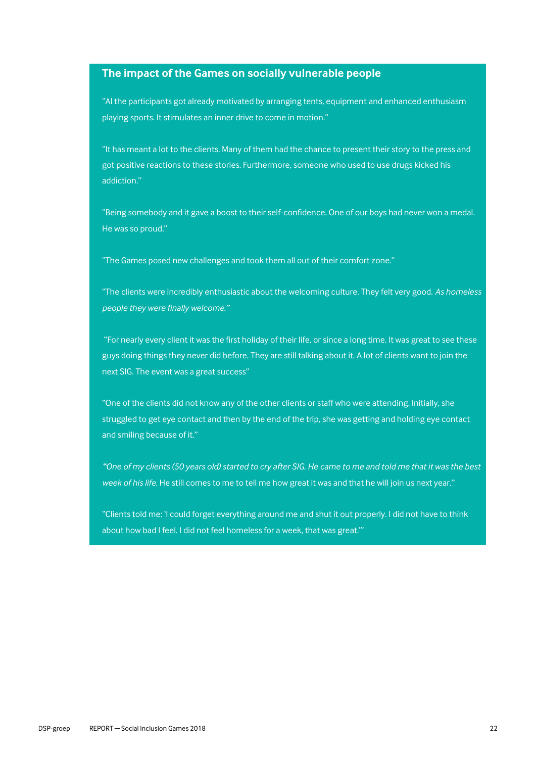### The impact of the Games on socially vulnerable people

"Al the participants got already motivated by arranging tents, equipment and enhanced enthusiasm playing sports. It stimulates an inner drive to come in motion."

"It has meant a lot to the clients. Many of them had the chance to present their story to the press and got positive reactions to these stories. Furthermore, someone who used to use drugs kicked his addiction."

"Being somebody and it gave a boost to their self-confidence. One of our boys had never won a medal. He was so proud."

"The Games posed new challenges and took them all out of their comfort zone."

"The clients were incredibly enthusiastic about the welcoming culture. They felt very good. *As homeless people they were finally welcome."*

"For nearly every client it was the first holiday of their life, or since a long time. It was great to see these guys doing things they never did before. They are still talking about it. A lot of clients want to join the next SIG. The event was a great success"

"One of the clients did not know any of the other clients or staff who were attending. Initially, she struggled to get eye contact and then by the end of the trip, she was getting and holding eye contact and smiling because of it."

*"One of my clients (50 years old) started to cry after SIG. He came to me and told me that it was the best week of his life.* He still comes to me to tell me how great it was and that he will join us next year."

"Clients told me: 'I could forget everything around me and shut it out properly. I did not have to think about how bad I feel. I did not feel homeless for a week, that was great.'"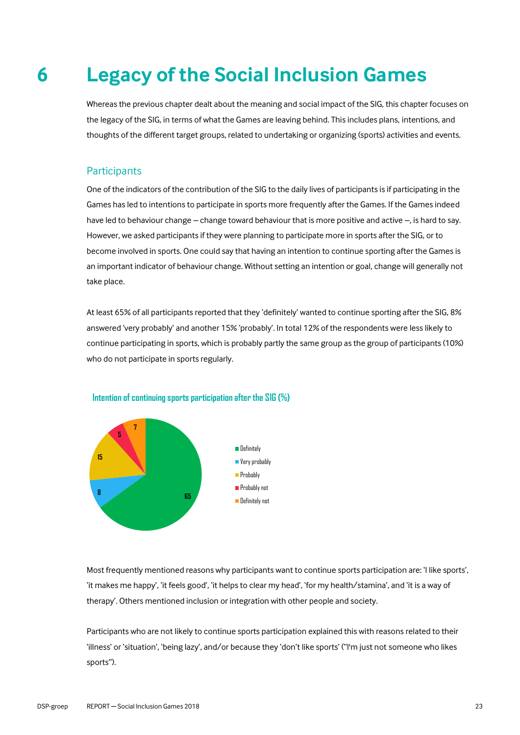# 6 Legacy of the Social Inclusion Games

Whereas the previous chapter dealt about the meaning and social impact of the SIG, this chapter focuses on the legacy of the SIG, in terms of what the Games are leaving behind. This includes plans, intentions, and thoughts of the different target groups, related to undertaking or organizing (sports) activities and events.

## Participants

One of the indicators of the contribution of the SIG to the daily lives of participants is if participating in the Games has led to intentions to participate in sports more frequently after the Games. If the Games indeed have led to behaviour change – change toward behaviour that is more positive and active –, is hard to say. However, we asked participants if they were planning to participate more in sports after the SIG, or to become involved in sports. One could say that having an intention to continue sporting after the Games is an important indicator of behaviour change. Without setting an intention or goal, change will generally not take place.

At least 65% of all participants reported that they 'definitely' wanted to continue sporting after the SIG, 8% answered 'very probably' and another 15% 'probably'. In total 12% of the respondents were less likely to continue participating in sports, which is probably partly the same group as the group of participants (10%) who do not participate in sports regularly.

**Intention of continuing sports participation after the SIG (%)**

| Response | % |
| --- | --- |
| Definitely | 65 |
| Very probably | 8 |
| Probably | 15 |
| Probably not | 5 |
| Definitely not | 7 |

Most frequently mentioned reasons why participants want to continue sports participation are: 'I like sports', 'it makes me happy', 'it feels good', 'it helps to clear my head', 'for my health/stamina', and 'it is a way of therapy'. Others mentioned inclusion or integration with other people and society.

Participants who are not likely to continue sports participation explained this with reasons related to their 'illness' or 'situation', 'being lazy', and/or because they 'don't like sports' ("I'm just not someone who likes sports").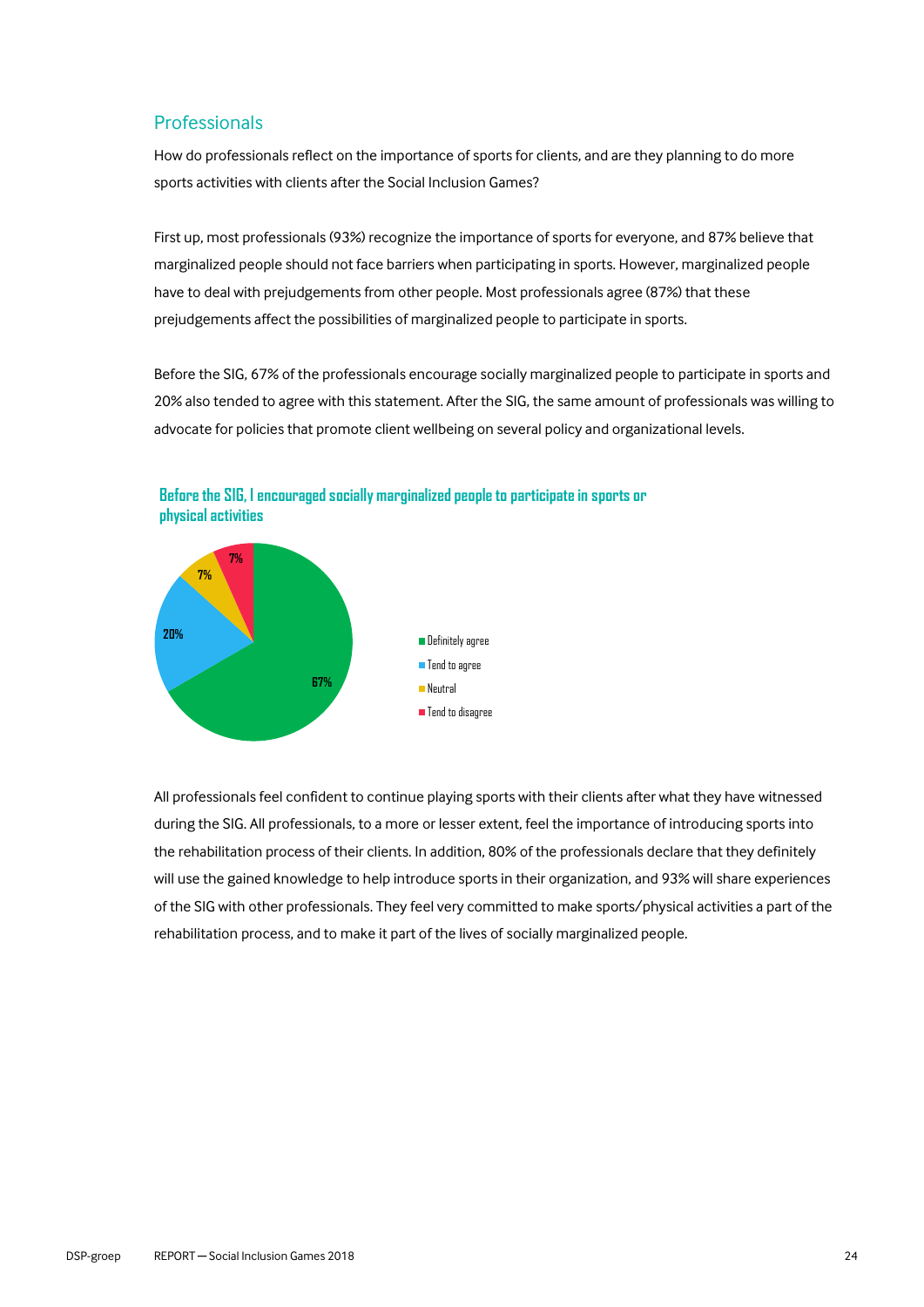## Professionals

How do professionals reflect on the importance of sports for clients, and are they planning to do more sports activities with clients after the Social Inclusion Games?

First up, most professionals (93%) recognize the importance of sports for everyone, and 87% believe that marginalized people should not face barriers when participating in sports. However, marginalized people have to deal with prejudgements from other people. Most professionals agree (87%) that these prejudgements affect the possibilities of marginalized people to participate in sports.

Before the SIG, 67% of the professionals encourage socially marginalized people to participate in sports and 20% also tended to agree with this statement. After the SIG, the same amount of professionals was willing to advocate for policies that promote client wellbeing on several policy and organizational levels.

**Before the SIG, I encouraged socially marginalized people to participate in sports or physical activities**

| Response | Percentage |
|---|---|
| Definitely agree | 67% |
| Tend to agree | 20% |
| Neutral | 7% |
| Tend to disagree | 7% |

All professionals feel confident to continue playing sports with their clients after what they have witnessed during the SIG. All professionals, to a more or lesser extent, feel the importance of introducing sports into the rehabilitation process of their clients. In addition, 80% of the professionals declare that they definitely will use the gained knowledge to help introduce sports in their organization, and 93% will share experiences of the SIG with other professionals. They feel very committed to make sports/physical activities a part of the rehabilitation process, and to make it part of the lives of socially marginalized people.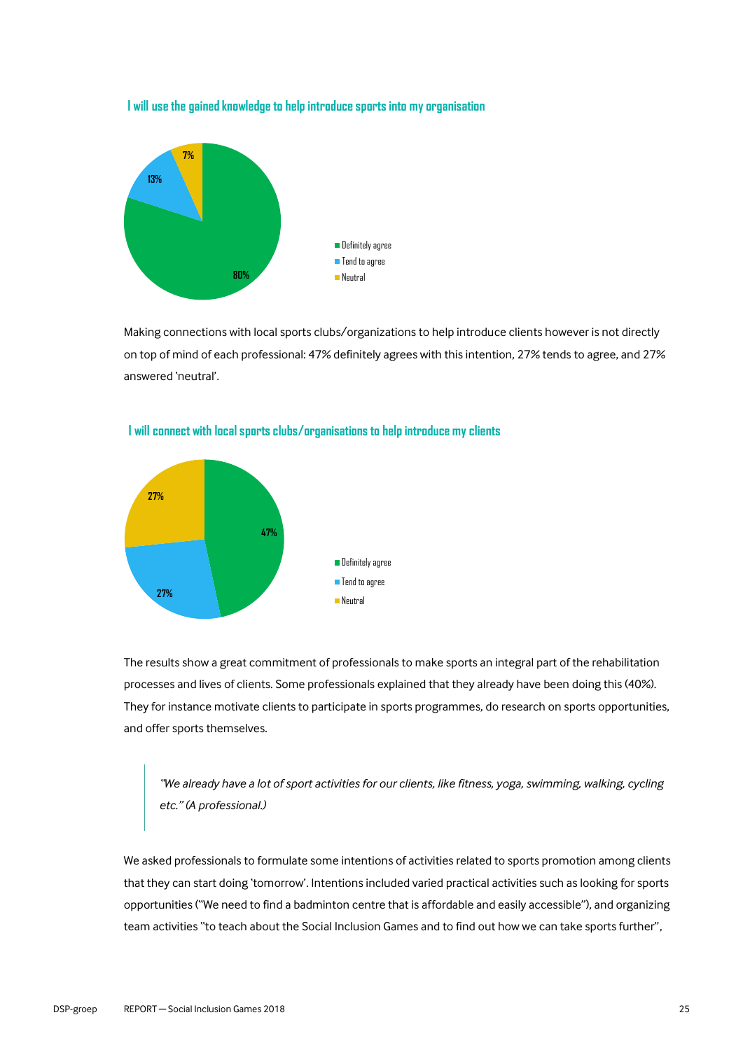**I will use the gained knowledge to help introduce sports into my organisation**

| Response | Percentage |
|---|---|
| Definitely agree | 80% |
| Tend to agree | 13% |
| Neutral | 7% |

Making connections with local sports clubs/organizations to help introduce clients however is not directly on top of mind of each professional: 47% definitely agrees with this intention, 27% tends to agree, and 27% answered 'neutral'.

**I will connect with local sports clubs/organisations to help introduce my clients**

| Response | Percentage |
|---|---|
| Definitely agree | 47% |
| Tend to agree | 27% |
| Neutral | 27% |

The results show a great commitment of professionals to make sports an integral part of the rehabilitation processes and lives of clients. Some professionals explained that they already have been doing this (40%). They for instance motivate clients to participate in sports programmes, do research on sports opportunities, and offer sports themselves.

> *"We already have a lot of sport activities for our clients, like fitness, yoga, swimming, walking, cycling etc." (A professional.)*

We asked professionals to formulate some intentions of activities related to sports promotion among clients that they can start doing 'tomorrow'. Intentions included varied practical activities such as looking for sports opportunities ("We need to find a badminton centre that is affordable and easily accessible"), and organizing team activities "to teach about the Social Inclusion Games and to find out how we can take sports further",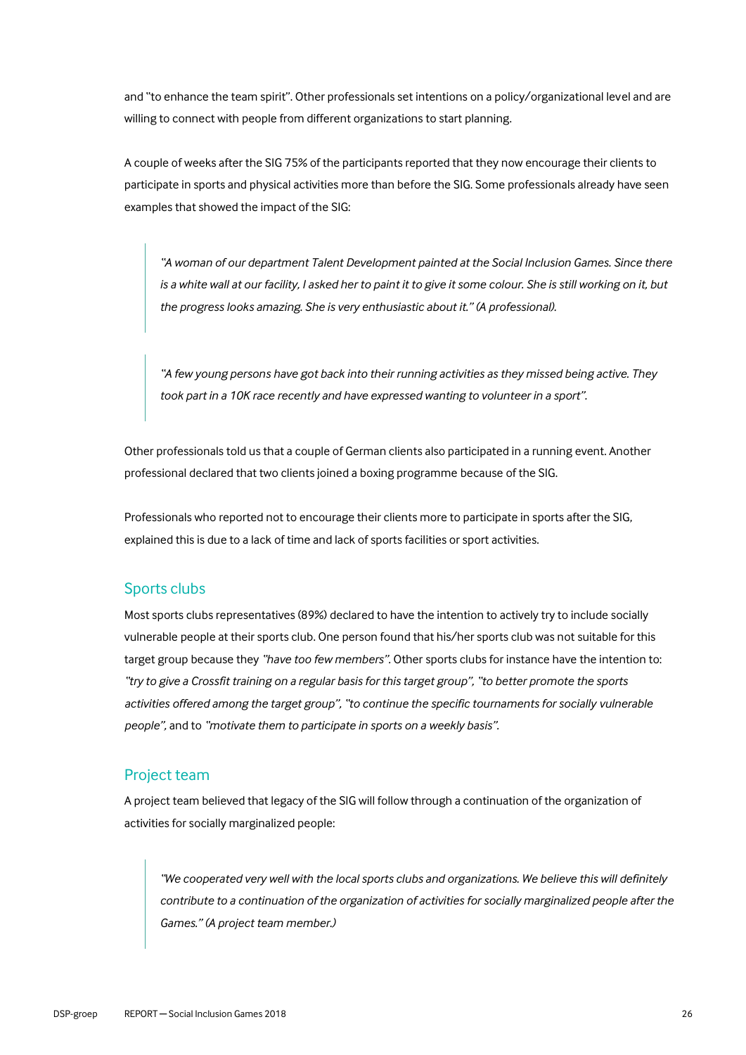and "to enhance the team spirit". Other professionals set intentions on a policy/organizational level and are willing to connect with people from different organizations to start planning.

A couple of weeks after the SIG 75% of the participants reported that they now encourage their clients to participate in sports and physical activities more than before the SIG. Some professionals already have seen examples that showed the impact of the SIG:

> *"A woman of our department Talent Development painted at the Social Inclusion Games. Since there is a white wall at our facility, I asked her to paint it to give it some colour. She is still working on it, but the progress looks amazing. She is very enthusiastic about it." (A professional).*

> *"A few young persons have got back into their running activities as they missed being active. They took part in a 10K race recently and have expressed wanting to volunteer in a sport".*

Other professionals told us that a couple of German clients also participated in a running event. Another professional declared that two clients joined a boxing programme because of the SIG.

Professionals who reported not to encourage their clients more to participate in sports after the SIG, explained this is due to a lack of time and lack of sports facilities or sport activities.

## Sports clubs

Most sports clubs representatives (89%) declared to have the intention to actively try to include socially vulnerable people at their sports club. One person found that his/her sports club was not suitable for this target group because they *"have too few members"*. Other sports clubs for instance have the intention to: *"try to give a Crossfit training on a regular basis for this target group", "to better promote the sports activities offered among the target group", "to continue the specific tournaments for socially vulnerable people",* and to *"motivate them to participate in sports on a weekly basis".*

## Project team

A project team believed that legacy of the SIG will follow through a continuation of the organization of activities for socially marginalized people:

> *"We cooperated very well with the local sports clubs and organizations. We believe this will definitely contribute to a continuation of the organization of activities for socially marginalized people after the Games." (A project team member.)*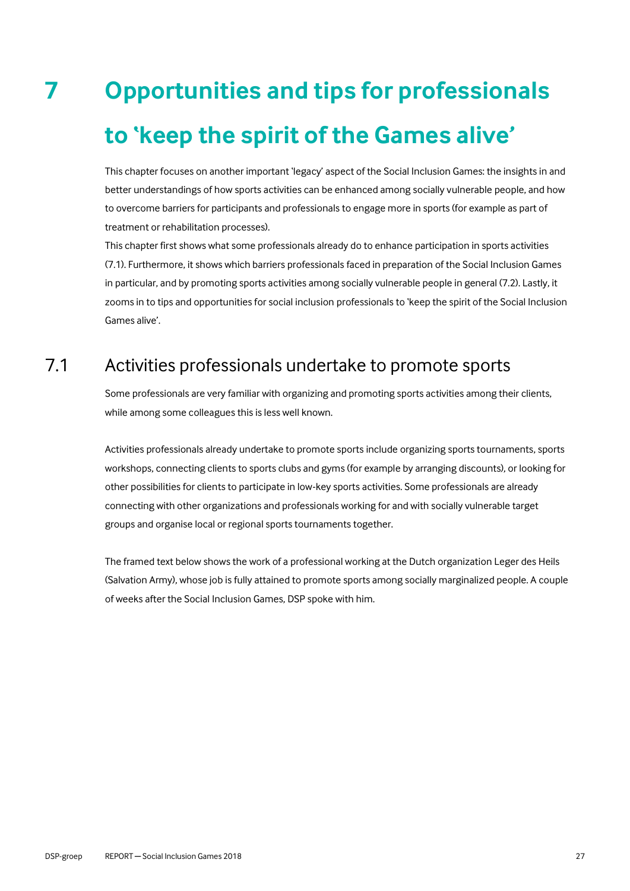# 7 Opportunities and tips for professionals to ‘keep the spirit of the Games alive’

This chapter focuses on another important ‘legacy’ aspect of the Social Inclusion Games: the insights in and better understandings of how sports activities can be enhanced among socially vulnerable people, and how to overcome barriers for participants and professionals to engage more in sports (for example as part of treatment or rehabilitation processes).

This chapter first shows what some professionals already do to enhance participation in sports activities (7.1). Furthermore, it shows which barriers professionals faced in preparation of the Social Inclusion Games in particular, and by promoting sports activities among socially vulnerable people in general (7.2). Lastly, it zooms in to tips and opportunities for social inclusion professionals to ‘keep the spirit of the Social Inclusion Games alive’.

## 7.1 Activities professionals undertake to promote sports

Some professionals are very familiar with organizing and promoting sports activities among their clients, while among some colleagues this is less well known.

Activities professionals already undertake to promote sports include organizing sports tournaments, sports workshops, connecting clients to sports clubs and gyms (for example by arranging discounts), or looking for other possibilities for clients to participate in low-key sports activities. Some professionals are already connecting with other organizations and professionals working for and with socially vulnerable target groups and organise local or regional sports tournaments together.

The framed text below shows the work of a professional working at the Dutch organization Leger des Heils (Salvation Army), whose job is fully attained to promote sports among socially marginalized people. A couple of weeks after the Social Inclusion Games, DSP spoke with him.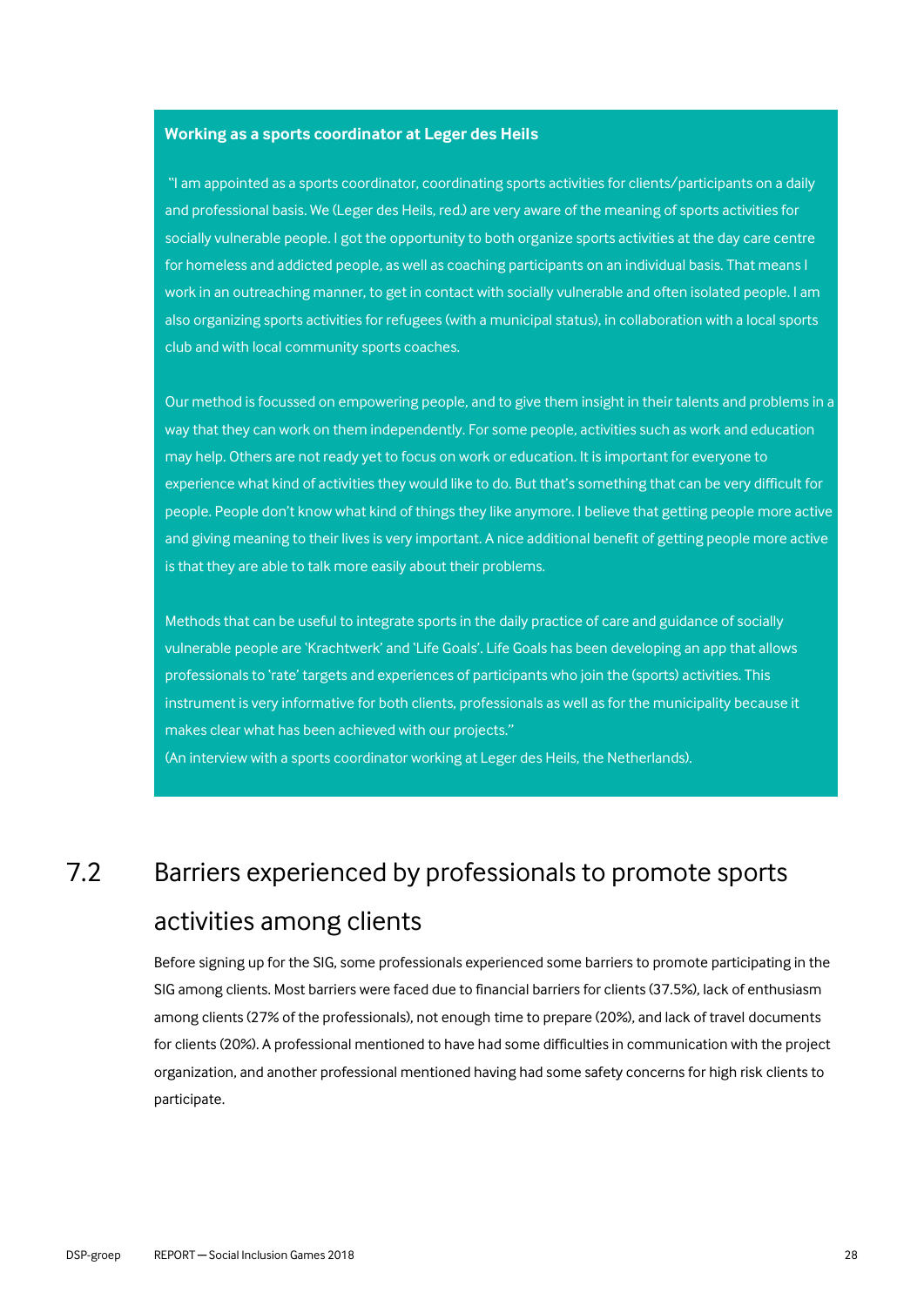**Working as a sports coordinator at Leger des Heils**

"I am appointed as a sports coordinator, coordinating sports activities for clients/participants on a daily and professional basis. We (Leger des Heils, red.) are very aware of the meaning of sports activities for socially vulnerable people. I got the opportunity to both organize sports activities at the day care centre for homeless and addicted people, as well as coaching participants on an individual basis. That means I work in an outreaching manner, to get in contact with socially vulnerable and often isolated people. I am also organizing sports activities for refugees (with a municipal status), in collaboration with a local sports club and with local community sports coaches.

Our method is focussed on empowering people, and to give them insight in their talents and problems in a way that they can work on them independently. For some people, activities such as work and education may help. Others are not ready yet to focus on work or education. It is important for everyone to experience what kind of activities they would like to do. But that's something that can be very difficult for people. People don't know what kind of things they like anymore. I believe that getting people more active and giving meaning to their lives is very important. A nice additional benefit of getting people more active is that they are able to talk more easily about their problems.

Methods that can be useful to integrate sports in the daily practice of care and guidance of socially vulnerable people are 'Krachtwerk' and 'Life Goals'. Life Goals has been developing an app that allows professionals to 'rate' targets and experiences of participants who join the (sports) activities. This instrument is very informative for both clients, professionals as well as for the municipality because it makes clear what has been achieved with our projects."
(An interview with a sports coordinator working at Leger des Heils, the Netherlands).

## 7.2 Barriers experienced by professionals to promote sports activities among clients

Before signing up for the SIG, some professionals experienced some barriers to promote participating in the SIG among clients. Most barriers were faced due to financial barriers for clients (37.5%), lack of enthusiasm among clients (27% of the professionals), not enough time to prepare (20%), and lack of travel documents for clients (20%). A professional mentioned to have had some difficulties in communication with the project organization, and another professional mentioned having had some safety concerns for high risk clients to participate.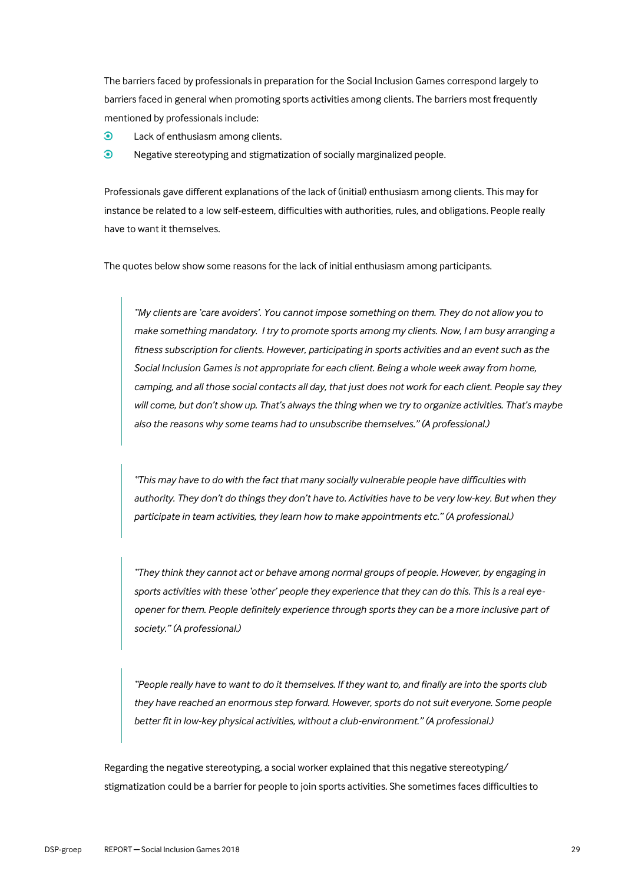The barriers faced by professionals in preparation for the Social Inclusion Games correspond largely to barriers faced in general when promoting sports activities among clients. The barriers most frequently mentioned by professionals include:

- Lack of enthusiasm among clients.
- Negative stereotyping and stigmatization of socially marginalized people.

Professionals gave different explanations of the lack of (initial) enthusiasm among clients. This may for instance be related to a low self-esteem, difficulties with authorities, rules, and obligations. People really have to want it themselves.

The quotes below show some reasons for the lack of initial enthusiasm among participants.

> *"My clients are 'care avoiders'. You cannot impose something on them. They do not allow you to make something mandatory. I try to promote sports among my clients. Now, I am busy arranging a fitness subscription for clients. However, participating in sports activities and an event such as the Social Inclusion Games is not appropriate for each client. Being a whole week away from home, camping, and all those social contacts all day, that just does not work for each client. People say they will come, but don't show up. That's always the thing when we try to organize activities. That's maybe also the reasons why some teams had to unsubscribe themselves." (A professional.)*

> *"This may have to do with the fact that many socially vulnerable people have difficulties with authority. They don't do things they don't have to. Activities have to be very low-key. But when they participate in team activities, they learn how to make appointments etc." (A professional.)*

> *"They think they cannot act or behave among normal groups of people. However, by engaging in sports activities with these 'other' people they experience that they can do this. This is a real eye-opener for them. People definitely experience through sports they can be a more inclusive part of society." (A professional.)*

> *"People really have to want to do it themselves. If they want to, and finally are into the sports club they have reached an enormous step forward. However, sports do not suit everyone. Some people better fit in low-key physical activities, without a club-environment." (A professional.)*

Regarding the negative stereotyping, a social worker explained that this negative stereotyping/ stigmatization could be a barrier for people to join sports activities. She sometimes faces difficulties to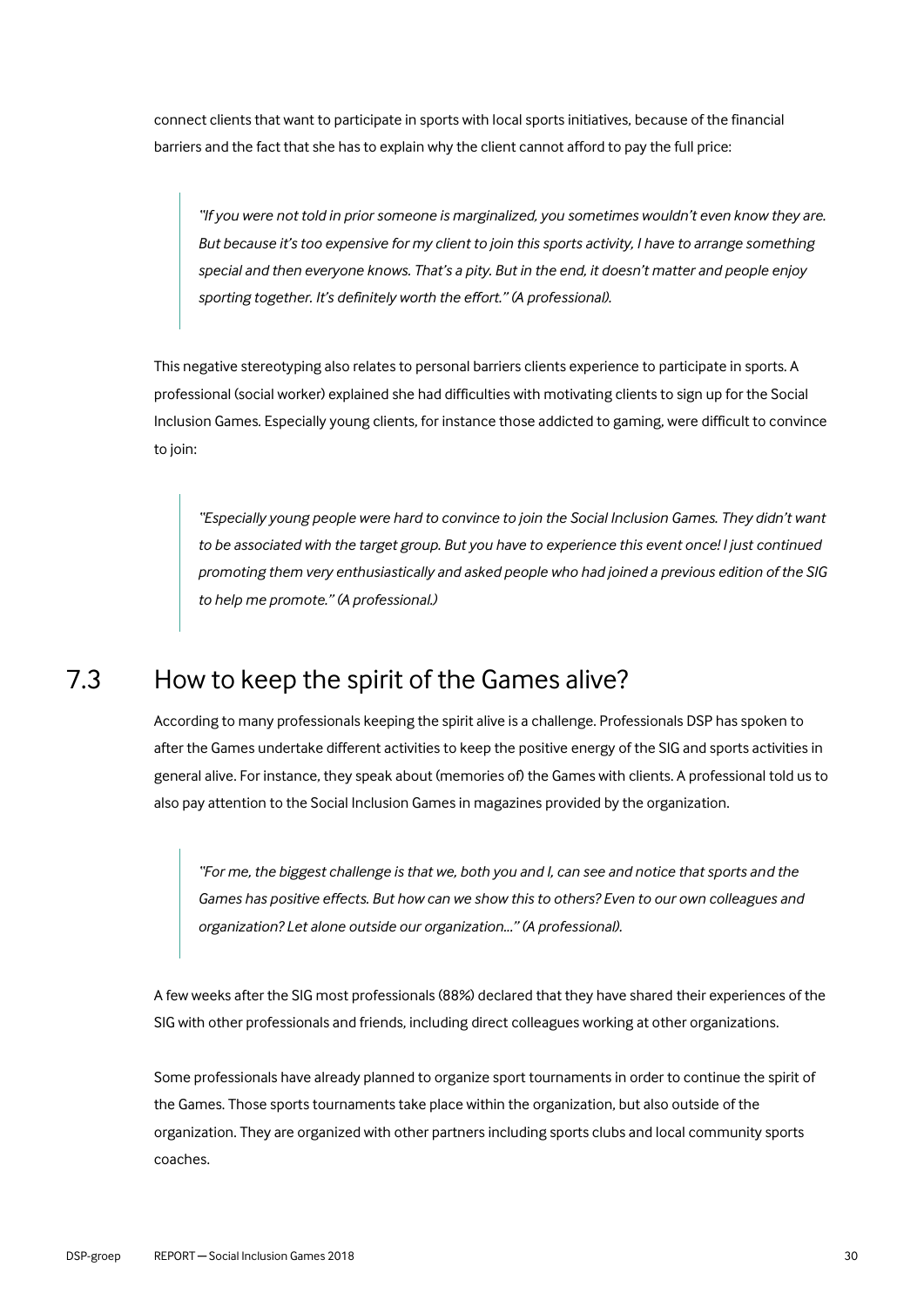connect clients that want to participate in sports with local sports initiatives, because of the financial barriers and the fact that she has to explain why the client cannot afford to pay the full price:

> *"If you were not told in prior someone is marginalized, you sometimes wouldn't even know they are. But because it's too expensive for my client to join this sports activity, I have to arrange something special and then everyone knows. That's a pity. But in the end, it doesn't matter and people enjoy sporting together. It's definitely worth the effort." (A professional).*

This negative stereotyping also relates to personal barriers clients experience to participate in sports. A professional (social worker) explained she had difficulties with motivating clients to sign up for the Social Inclusion Games. Especially young clients, for instance those addicted to gaming, were difficult to convince to join:

> *"Especially young people were hard to convince to join the Social Inclusion Games. They didn't want to be associated with the target group. But you have to experience this event once! I just continued promoting them very enthusiastically and asked people who had joined a previous edition of the SIG to help me promote." (A professional.)*

## 7.3 How to keep the spirit of the Games alive?

According to many professionals keeping the spirit alive is a challenge. Professionals DSP has spoken to after the Games undertake different activities to keep the positive energy of the SIG and sports activities in general alive. For instance, they speak about (memories of) the Games with clients. A professional told us to also pay attention to the Social Inclusion Games in magazines provided by the organization.

> *"For me, the biggest challenge is that we, both you and I, can see and notice that sports and the Games has positive effects. But how can we show this to others? Even to our own colleagues and organization? Let alone outside our organization..." (A professional).*

A few weeks after the SIG most professionals (88%) declared that they have shared their experiences of the SIG with other professionals and friends, including direct colleagues working at other organizations.

Some professionals have already planned to organize sport tournaments in order to continue the spirit of the Games. Those sports tournaments take place within the organization, but also outside of the organization. They are organized with other partners including sports clubs and local community sports coaches.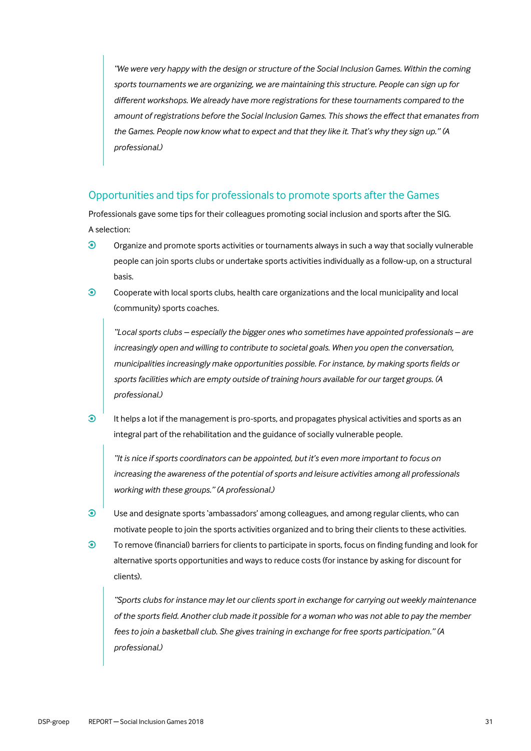> *"We were very happy with the design or structure of the Social Inclusion Games. Within the coming sports tournaments we are organizing, we are maintaining this structure. People can sign up for different workshops. We already have more registrations for these tournaments compared to the amount of registrations before the Social Inclusion Games. This shows the effect that emanates from the Games. People now know what to expect and that they like it. That's why they sign up." (A professional.)*

## Opportunities and tips for professionals to promote sports after the Games

Professionals gave some tips for their colleagues promoting social inclusion and sports after the SIG. A selection:

- Organize and promote sports activities or tournaments always in such a way that socially vulnerable people can join sports clubs or undertake sports activities individually as a follow-up, on a structural basis.
- Cooperate with local sports clubs, health care organizations and the local municipality and local (community) sports coaches.

> *"Local sports clubs – especially the bigger ones who sometimes have appointed professionals – are increasingly open and willing to contribute to societal goals. When you open the conversation, municipalities increasingly make opportunities possible. For instance, by making sports fields or sports facilities which are empty outside of training hours available for our target groups. (A professional.)*

- It helps a lot if the management is pro-sports, and propagates physical activities and sports as an integral part of the rehabilitation and the guidance of socially vulnerable people.

> *"It is nice if sports coordinators can be appointed, but it's even more important to focus on increasing the awareness of the potential of sports and leisure activities among all professionals working with these groups." (A professional.)*

- Use and designate sports 'ambassadors' among colleagues, and among regular clients, who can motivate people to join the sports activities organized and to bring their clients to these activities.
- To remove (financial) barriers for clients to participate in sports, focus on finding funding and look for alternative sports opportunities and ways to reduce costs (for instance by asking for discount for clients).

> *"Sports clubs for instance may let our clients sport in exchange for carrying out weekly maintenance of the sports field. Another club made it possible for a woman who was not able to pay the member fees to join a basketball club. She gives training in exchange for free sports participation." (A professional.)*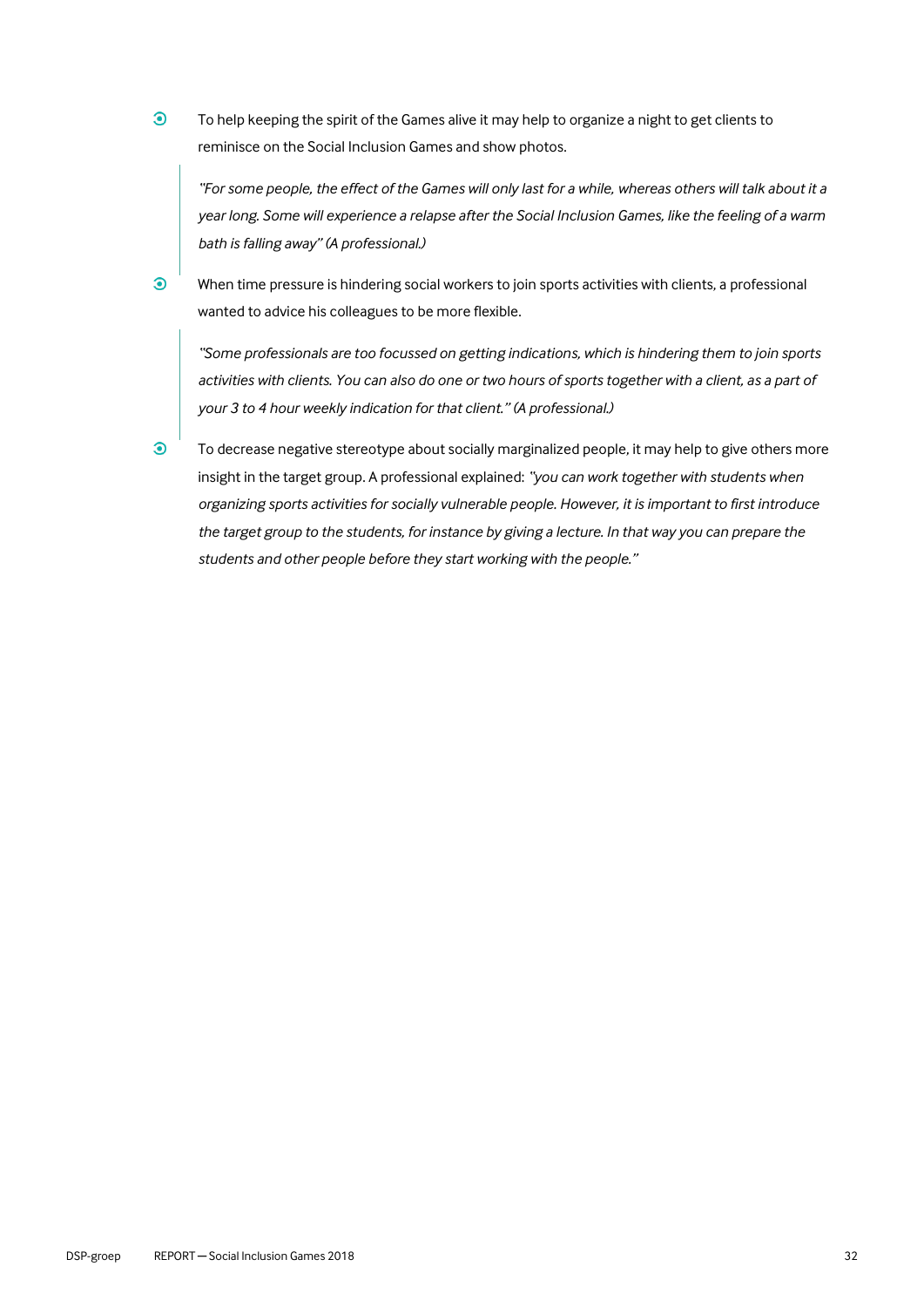- To help keeping the spirit of the Games alive it may help to organize a night to get clients to reminisce on the Social Inclusion Games and show photos.

> *"For some people, the effect of the Games will only last for a while, whereas others will talk about it a year long. Some will experience a relapse after the Social Inclusion Games, like the feeling of a warm bath is falling away" (A professional.)*

- When time pressure is hindering social workers to join sports activities with clients, a professional wanted to advice his colleagues to be more flexible.

> *"Some professionals are too focussed on getting indications, which is hindering them to join sports activities with clients. You can also do one or two hours of sports together with a client, as a part of your 3 to 4 hour weekly indication for that client." (A professional.)*

- To decrease negative stereotype about socially marginalized people, it may help to give others more insight in the target group. A professional explained: *"you can work together with students when organizing sports activities for socially vulnerable people. However, it is important to first introduce the target group to the students, for instance by giving a lecture. In that way you can prepare the students and other people before they start working with the people."*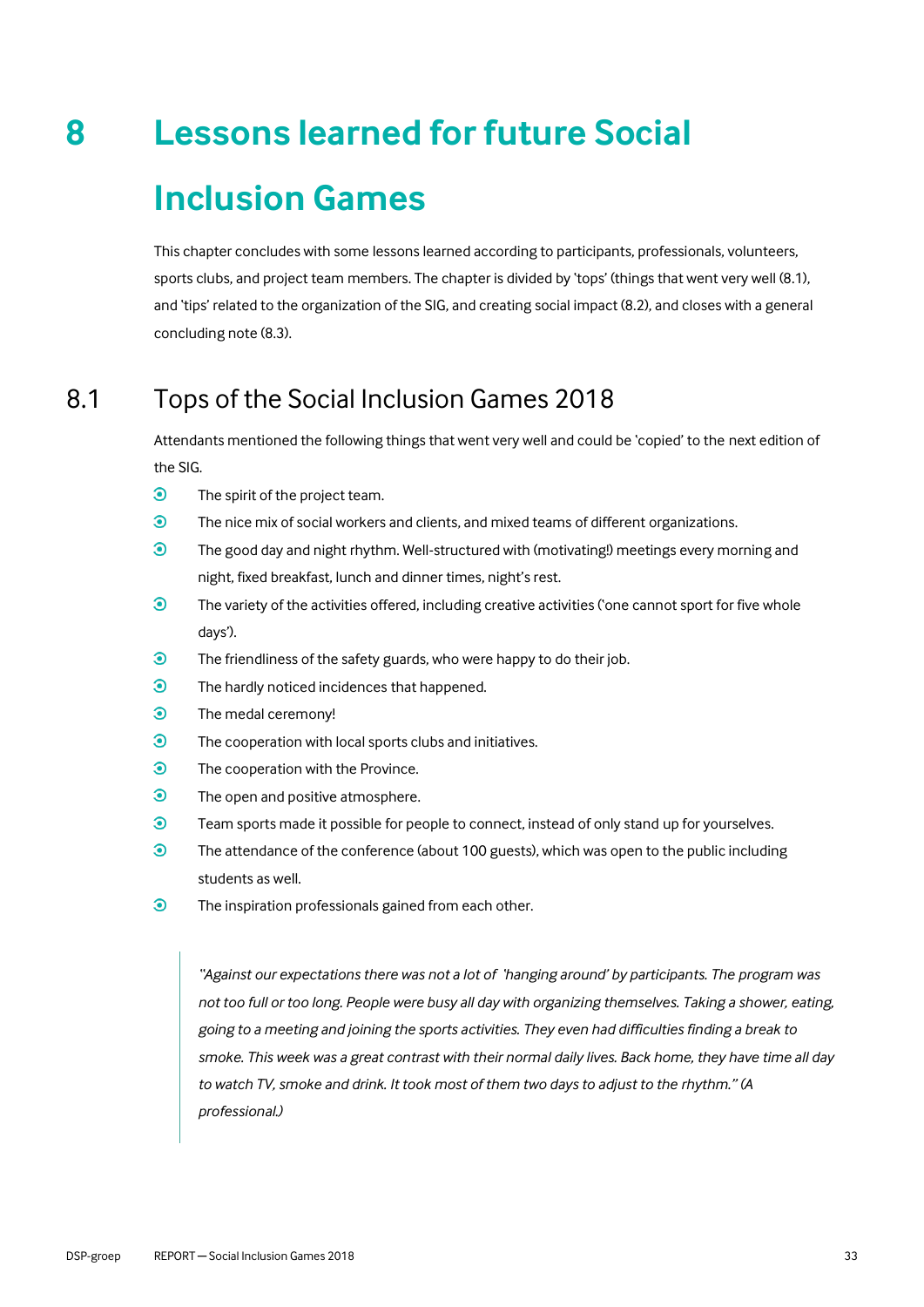# 8 Lessons learned for future Social Inclusion Games

This chapter concludes with some lessons learned according to participants, professionals, volunteers, sports clubs, and project team members. The chapter is divided by 'tops' (things that went very well (8.1), and 'tips' related to the organization of the SIG, and creating social impact (8.2), and closes with a general concluding note (8.3).

## 8.1 Tops of the Social Inclusion Games 2018

Attendants mentioned the following things that went very well and could be 'copied' to the next edition of the SIG.

- The spirit of the project team.
- The nice mix of social workers and clients, and mixed teams of different organizations.
- The good day and night rhythm. Well-structured with (motivating!) meetings every morning and night, fixed breakfast, lunch and dinner times, night's rest.
- The variety of the activities offered, including creative activities ('one cannot sport for five whole days').
- The friendliness of the safety guards, who were happy to do their job.
- The hardly noticed incidences that happened.
- The medal ceremony!
- The cooperation with local sports clubs and initiatives.
- The cooperation with the Province.
- The open and positive atmosphere.
- Team sports made it possible for people to connect, instead of only stand up for yourselves.
- The attendance of the conference (about 100 guests), which was open to the public including students as well.
- The inspiration professionals gained from each other.

> *"Against our expectations there was not a lot of 'hanging around' by participants. The program was not too full or too long. People were busy all day with organizing themselves. Taking a shower, eating, going to a meeting and joining the sports activities. They even had difficulties finding a break to smoke. This week was a great contrast with their normal daily lives. Back home, they have time all day to watch TV, smoke and drink. It took most of them two days to adjust to the rhythm." (A professional.)*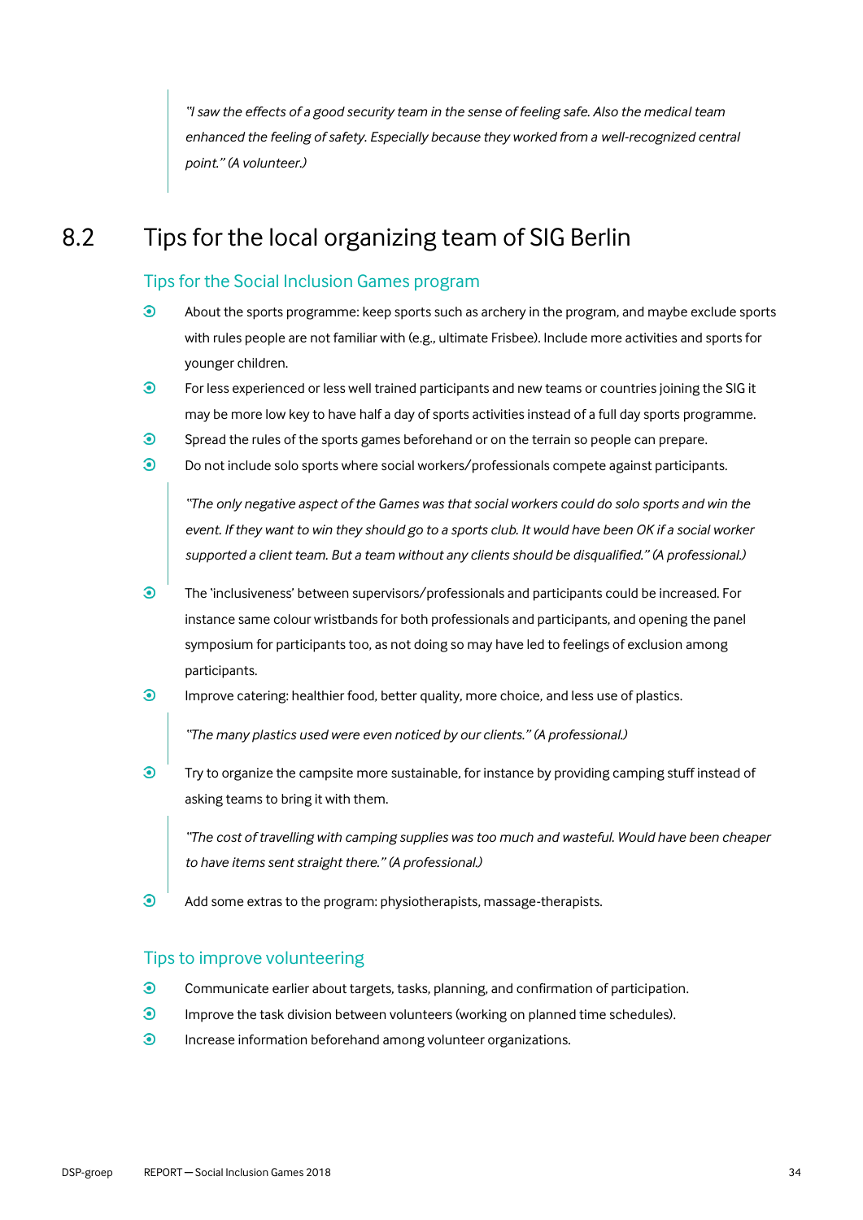> "I saw the effects of a good security team in the sense of feeling safe. Also the medical team enhanced the feeling of safety. Especially because they worked from a well-recognized central point." (A volunteer.)

## 8.2 Tips for the local organizing team of SIG Berlin

### Tips for the Social Inclusion Games program

- About the sports programme: keep sports such as archery in the program, and maybe exclude sports with rules people are not familiar with (e.g., ultimate Frisbee). Include more activities and sports for younger children.
- For less experienced or less well trained participants and new teams or countries joining the SIG it may be more low key to have half a day of sports activities instead of a full day sports programme.
- Spread the rules of the sports games beforehand or on the terrain so people can prepare.
- Do not include solo sports where social workers/professionals compete against participants.

> "The only negative aspect of the Games was that social workers could do solo sports and win the event. If they want to win they should go to a sports club. It would have been OK if a social worker supported a client team. But a team without any clients should be disqualified." (A professional.)

- The 'inclusiveness' between supervisors/professionals and participants could be increased. For instance same colour wristbands for both professionals and participants, and opening the panel symposium for participants too, as not doing so may have led to feelings of exclusion among participants.
- Improve catering: healthier food, better quality, more choice, and less use of plastics.

> "The many plastics used were even noticed by our clients." (A professional.)

- Try to organize the campsite more sustainable, for instance by providing camping stuff instead of asking teams to bring it with them.

> "The cost of travelling with camping supplies was too much and wasteful. Would have been cheaper to have items sent straight there." (A professional.)

- Add some extras to the program: physiotherapists, massage-therapists.

### Tips to improve volunteering

- Communicate earlier about targets, tasks, planning, and confirmation of participation.
- Improve the task division between volunteers (working on planned time schedules).
- Increase information beforehand among volunteer organizations.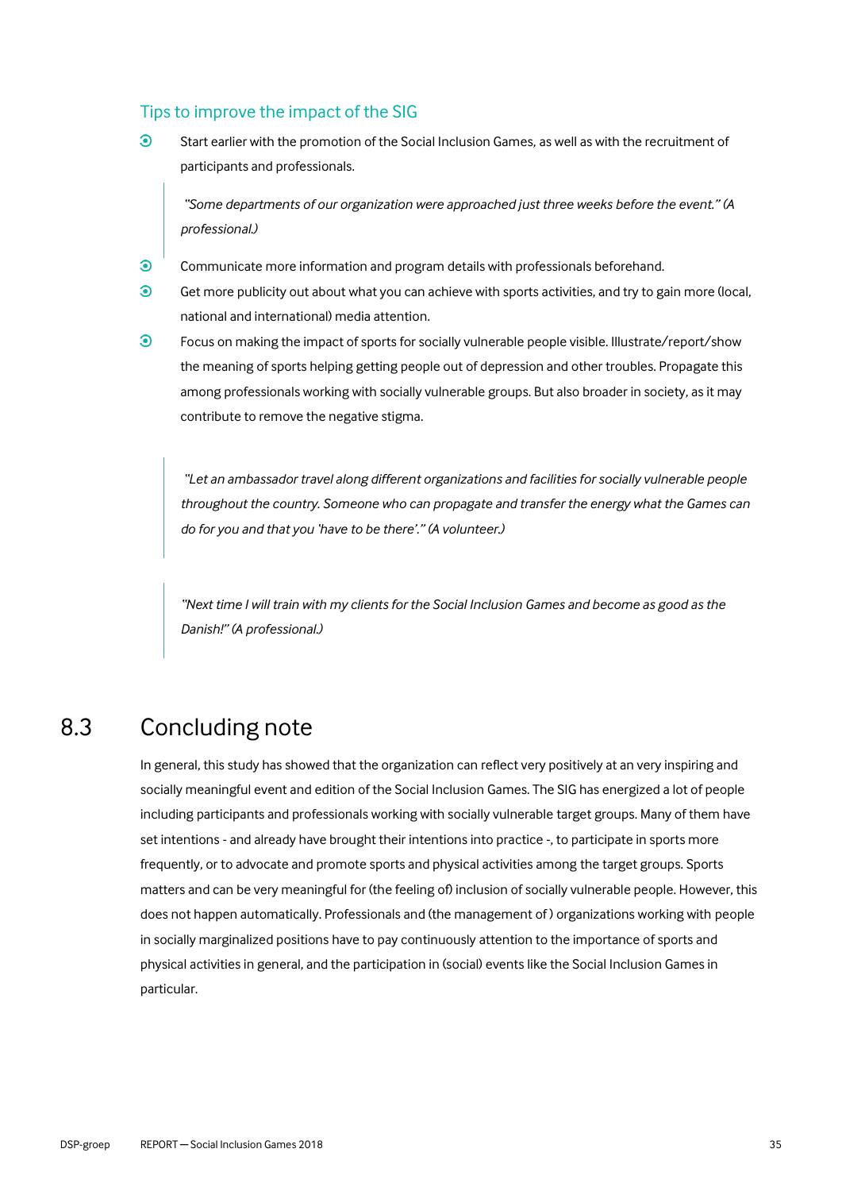### Tips to improve the impact of the SIG

- Start earlier with the promotion of the Social Inclusion Games, as well as with the recruitment of participants and professionals.

> *"Some departments of our organization were approached just three weeks before the event." (A professional.)*

- Communicate more information and program details with professionals beforehand.
- Get more publicity out about what you can achieve with sports activities, and try to gain more (local, national and international) media attention.
- Focus on making the impact of sports for socially vulnerable people visible. Illustrate/report/show the meaning of sports helping getting people out of depression and other troubles. Propagate this among professionals working with socially vulnerable groups. But also broader in society, as it may contribute to remove the negative stigma.

> *"Let an ambassador travel along different organizations and facilities for socially vulnerable people throughout the country. Someone who can propagate and transfer the energy what the Games can do for you and that you 'have to be there'." (A volunteer.)*

> *"Next time I will train with my clients for the Social Inclusion Games and become as good as the Danish!" (A professional.)*

## 8.3 Concluding note

In general, this study has showed that the organization can reflect very positively at an very inspiring and socially meaningful event and edition of the Social Inclusion Games. The SIG has energized a lot of people including participants and professionals working with socially vulnerable target groups. Many of them have set intentions - and already have brought their intentions into practice -, to participate in sports more frequently, or to advocate and promote sports and physical activities among the target groups. Sports matters and can be very meaningful for (the feeling of) inclusion of socially vulnerable people. However, this does not happen automatically. Professionals and (the management of ) organizations working with people in socially marginalized positions have to pay continuously attention to the importance of sports and physical activities in general, and the participation in (social) events like the Social Inclusion Games in particular.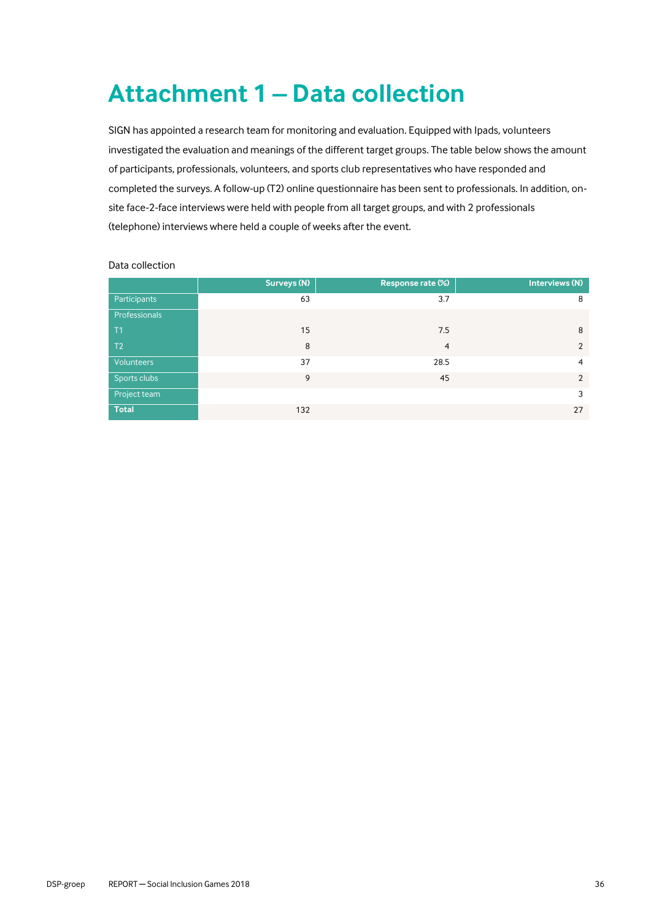# Attachment 1 – Data collection

SIGN has appointed a research team for monitoring and evaluation. Equipped with Ipads, volunteers investigated the evaluation and meanings of the different target groups. The table below shows the amount of participants, professionals, volunteers, and sports club representatives who have responded and completed the surveys. A follow-up (T2) online questionnaire has been sent to professionals. In addition, on-site face-2-face interviews were held with people from all target groups, and with 2 professionals (telephone) interviews where held a couple of weeks after the event.

Data collection

| | Surveys (N) | Response rate (%) | Interviews (N) |
|---|---|---|---|
| Participants | 63 | 3.7 | 8 |
| Professionals | | | |
| T1 | 15 | 7.5 | 8 |
| T2 | 8 | 4 | 2 |
| Volunteers | 37 | 28.5 | 4 |
| Sports clubs | 9 | 45 | 2 |
| Project team | | | 3 |
| **Total** | 132 | | 27 |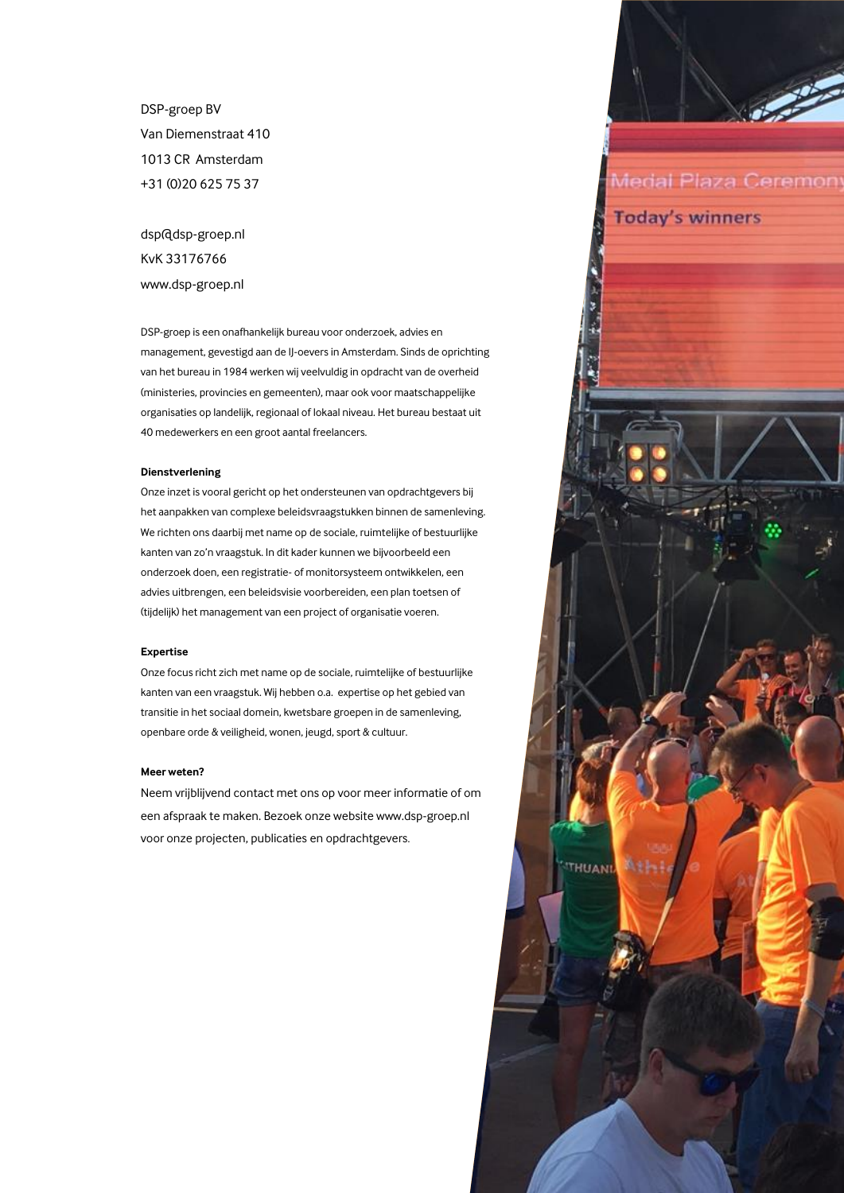DSP-groep BV
Van Diemenstraat 410
1013 CR Amsterdam
+31 (0)20 625 75 37

dsp@dsp-groep.nl
KvK 33176766
www.dsp-groep.nl

DSP-groep is een onafhankelijk bureau voor onderzoek, advies en management, gevestigd aan de IJ-oevers in Amsterdam. Sinds de oprichting van het bureau in 1984 werken wij veelvuldig in opdracht van de overheid (ministeries, provincies en gemeenten), maar ook voor maatschappelijke organisaties op landelijk, regionaal of lokaal niveau. Het bureau bestaat uit 40 medewerkers en een groot aantal freelancers.

**Dienstverlening**

Onze inzet is vooral gericht op het ondersteunen van opdrachtgevers bij het aanpakken van complexe beleidsvraagstukken binnen de samenleving. We richten ons daarbij met name op de sociale, ruimtelijke of bestuurlijke kanten van zo'n vraagstuk. In dit kader kunnen we bijvoorbeeld een onderzoek doen, een registratie- of monitorsysteem ontwikkelen, een advies uitbrengen, een beleidsvisie voorbereiden, een plan toetsen of (tijdelijk) het management van een project of organisatie voeren.

**Expertise**

Onze focus richt zich met name op de sociale, ruimtelijke of bestuurlijke kanten van een vraagstuk. Wij hebben o.a. expertise op het gebied van transitie in het sociaal domein, kwetsbare groepen in de samenleving, openbare orde & veiligheid, wonen, jeugd, sport & cultuur.

**Meer weten?**

Neem vrijblijvend contact met ons op voor meer informatie of om een afspraak te maken. Bezoek onze website www.dsp-groep.nl voor onze projecten, publicaties en opdrachtgevers.